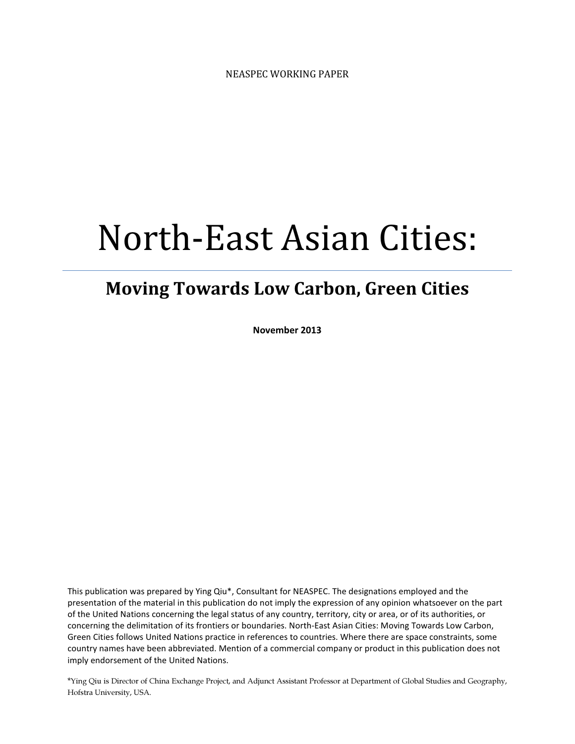NEASPEC WORKING PAPER

# North-East Asian Cities:

## Moving Towards Low Carbon, Green Cities

**November 2013**

This publication was prepared by Ying Qiu*, Consultant for NEASPEC. The designations employed and the presentation of the material in this publication do not imply the expression of any opinion whatsoever on the part of the United Nations concerning the legal status of any country, territory, city or area, or of its authorities, or concerning the delimitation of its frontiers or boundaries. North-East Asian Cities: Moving Towards Low Carbon, Green Cities follows United Nations practice in references to countries. Where there are space constraints, some country names have been abbreviated. Mention of a commercial company or product in this publication does not imply endorsement of the United Nations.

*Ying Qiu is Director of China Exchange Project, and Adjunct Assistant Professor at Department of Global Studies and Geography, Hofstra University, USA.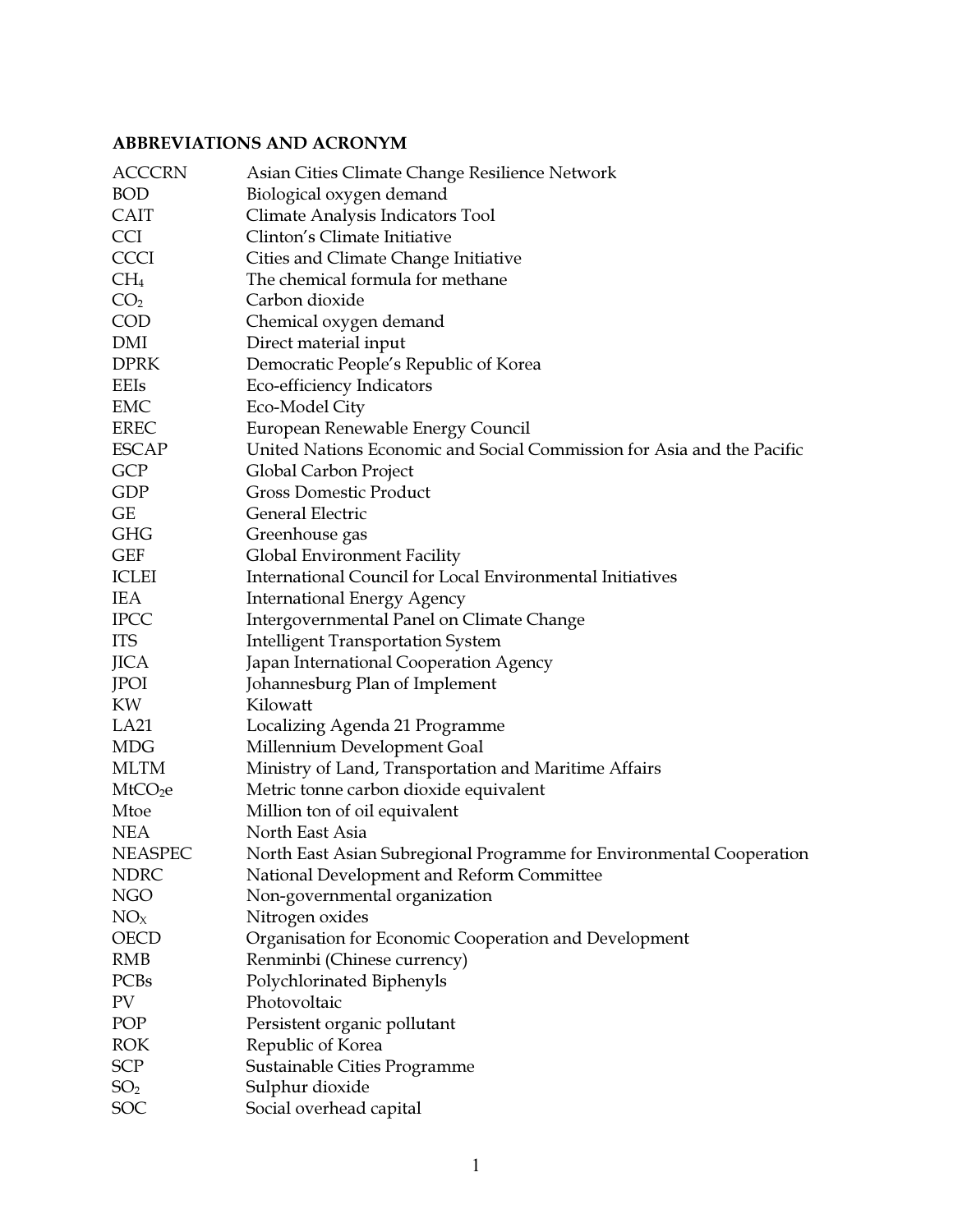**ABBREVIATIONS AND ACRONYM**

| | |
|---|---|
| ACCCRN | Asian Cities Climate Change Resilience Network |
| BOD | Biological oxygen demand |
| CAIT | Climate Analysis Indicators Tool |
| CCI | Clinton's Climate Initiative |
| CCCI | Cities and Climate Change Initiative |
| $CH_4$ | The chemical formula for methane |
| $CO_2$ | Carbon dioxide |
| COD | Chemical oxygen demand |
| DMI | Direct material input |
| DPRK | Democratic People's Republic of Korea |
| EEIs | Eco-efficiency Indicators |
| EMC | Eco-Model City |
| EREC | European Renewable Energy Council |
| ESCAP | United Nations Economic and Social Commission for Asia and the Pacific |
| GCP | Global Carbon Project |
| GDP | Gross Domestic Product |
| GE | General Electric |
| GHG | Greenhouse gas |
| GEF | Global Environment Facility |
| ICLEI | International Council for Local Environmental Initiatives |
| IEA | International Energy Agency |
| IPCC | Intergovernmental Panel on Climate Change |
| ITS | Intelligent Transportation System |
| JICA | Japan International Cooperation Agency |
| JPOI | Johannesburg Plan of Implement |
| KW | Kilowatt |
| LA21 | Localizing Agenda 21 Programme |
| MDG | Millennium Development Goal |
| MLTM | Ministry of Land, Transportation and Maritime Affairs |
| $MtCO_2e$ | Metric tonne carbon dioxide equivalent |
| Mtoe | Million ton of oil equivalent |
| NEA | North East Asia |
| NEASPEC | North East Asian Subregional Programme for Environmental Cooperation |
| NDRC | National Development and Reform Committee |
| NGO | Non-governmental organization |
| $NO_X$ | Nitrogen oxides |
| OECD | Organisation for Economic Cooperation and Development |
| RMB | Renminbi (Chinese currency) |
| PCBs | Polychlorinated Biphenyls |
| PV | Photovoltaic |
| POP | Persistent organic pollutant |
| ROK | Republic of Korea |
| SCP | Sustainable Cities Programme |
| $SO_2$ | Sulphur dioxide |
| SOC | Social overhead capital |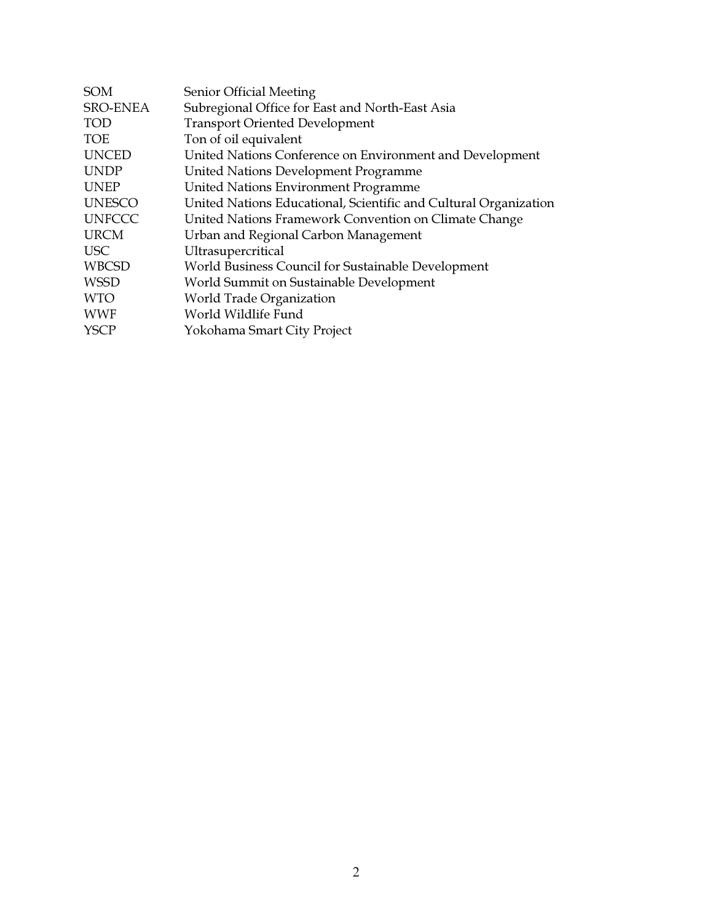| | |
|---|---|
| SOM | Senior Official Meeting |
| SRO-ENEA | Subregional Office for East and North-East Asia |
| TOD | Transport Oriented Development |
| TOE | Ton of oil equivalent |
| UNCED | United Nations Conference on Environment and Development |
| UNDP | United Nations Development Programme |
| UNEP | United Nations Environment Programme |
| UNESCO | United Nations Educational, Scientific and Cultural Organization |
| UNFCCC | United Nations Framework Convention on Climate Change |
| URCM | Urban and Regional Carbon Management |
| USC | Ultrasupercritical |
| WBCSD | World Business Council for Sustainable Development |
| WSSD | World Summit on Sustainable Development |
| WTO | World Trade Organization |
| WWF | World Wildlife Fund |
| YSCP | Yokohama Smart City Project |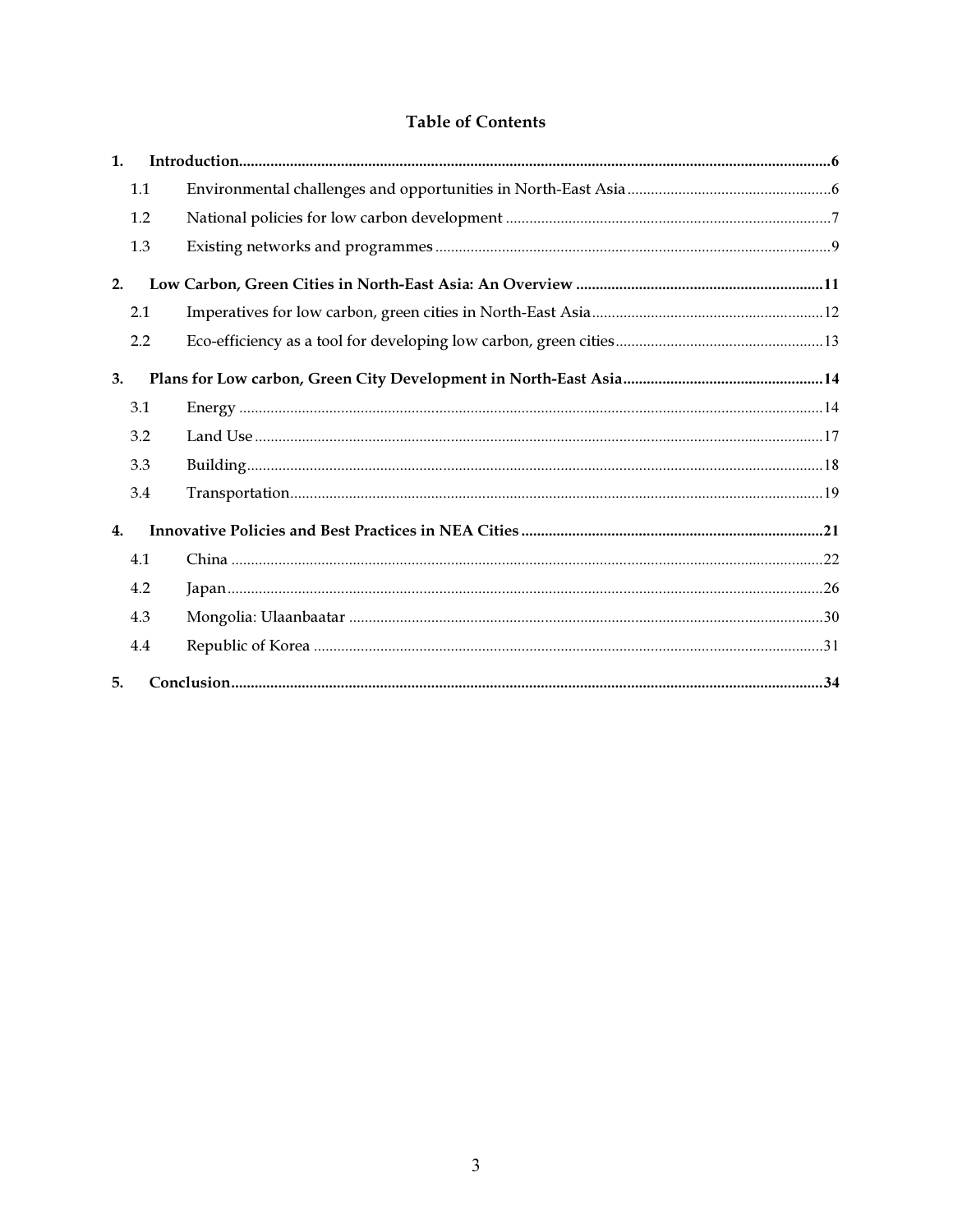# Table of Contents

| | | |
|---|---|---|
| **1.** | **Introduction** | **6** |
| 1.1 | Environmental challenges and opportunities in North-East Asia | 6 |
| 1.2 | National policies for low carbon development | 7 |
| 1.3 | Existing networks and programmes | 9 |
| **2.** | **Low Carbon, Green Cities in North-East Asia: An Overview** | **11** |
| 2.1 | Imperatives for low carbon, green cities in North-East Asia | 12 |
| 2.2 | Eco-efficiency as a tool for developing low carbon, green cities | 13 |
| **3.** | **Plans for Low carbon, Green City Development in North-East Asia** | **14** |
| 3.1 | Energy | 14 |
| 3.2 | Land Use | 17 |
| 3.3 | Building | 18 |
| 3.4 | Transportation | 19 |
| **4.** | **Innovative Policies and Best Practices in NEA Cities** | **21** |
| 4.1 | China | 22 |
| 4.2 | Japan | 26 |
| 4.3 | Mongolia: Ulaanbaatar | 30 |
| 4.4 | Republic of Korea | 31 |
| **5.** | **Conclusion** | **34** |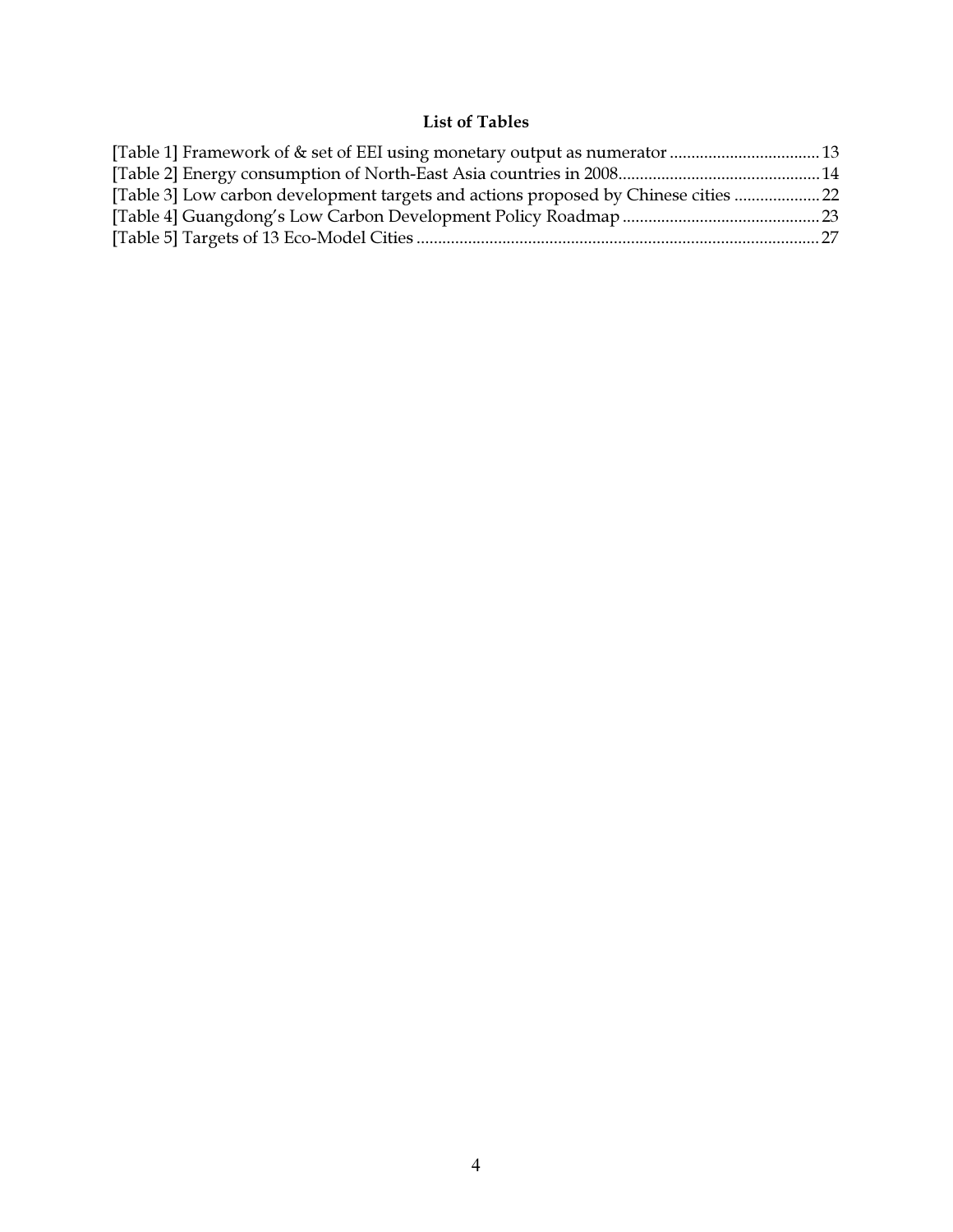## List of Tables

[Table 1] Framework of & set of EEI using monetary output as numerator .................................. 13
[Table 2] Energy consumption of North-East Asia countries in 2008.............................................. 14
[Table 3] Low carbon development targets and actions proposed by Chinese cities .................... 22
[Table 4] Guangdong's Low Carbon Development Policy Roadmap ............................................. 23
[Table 5] Targets of 13 Eco-Model Cities ............................................................................................. 27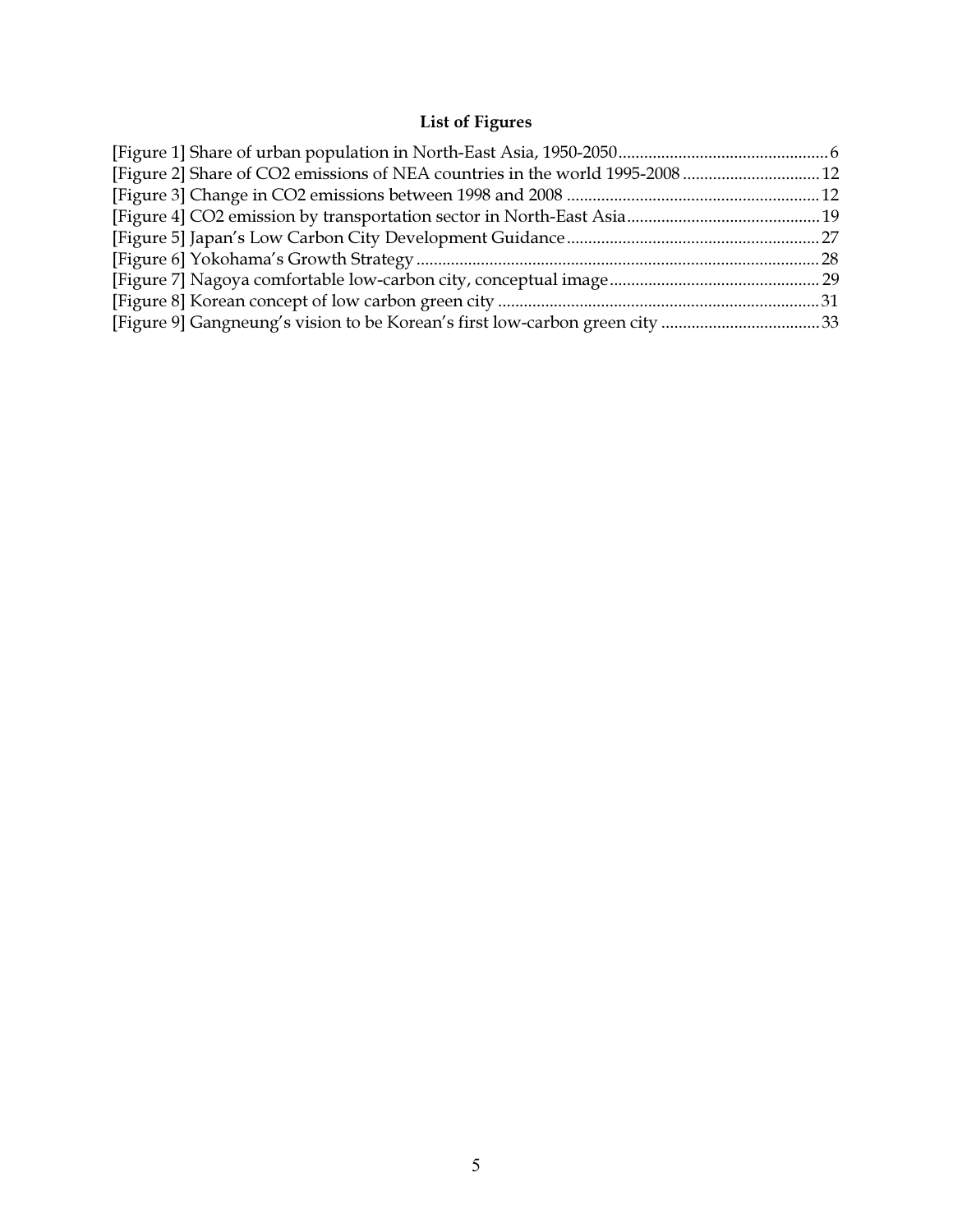# List of Figures

[Figure 1] Share of urban population in North-East Asia, 1950-2050 ........ 6
[Figure 2] Share of $CO_2$ emissions of NEA countries in the world 1995-2008 ........ 12
[Figure 3] Change in $CO_2$ emissions between 1998 and 2008 ........ 12
[Figure 4] $CO_2$ emission by transportation sector in North-East Asia ........ 19
[Figure 5] Japan's Low Carbon City Development Guidance ........ 27
[Figure 6] Yokohama's Growth Strategy ........ 28
[Figure 7] Nagoya comfortable low-carbon city, conceptual image ........ 29
[Figure 8] Korean concept of low carbon green city ........ 31
[Figure 9] Gangneung's vision to be Korean's first low-carbon green city ........ 33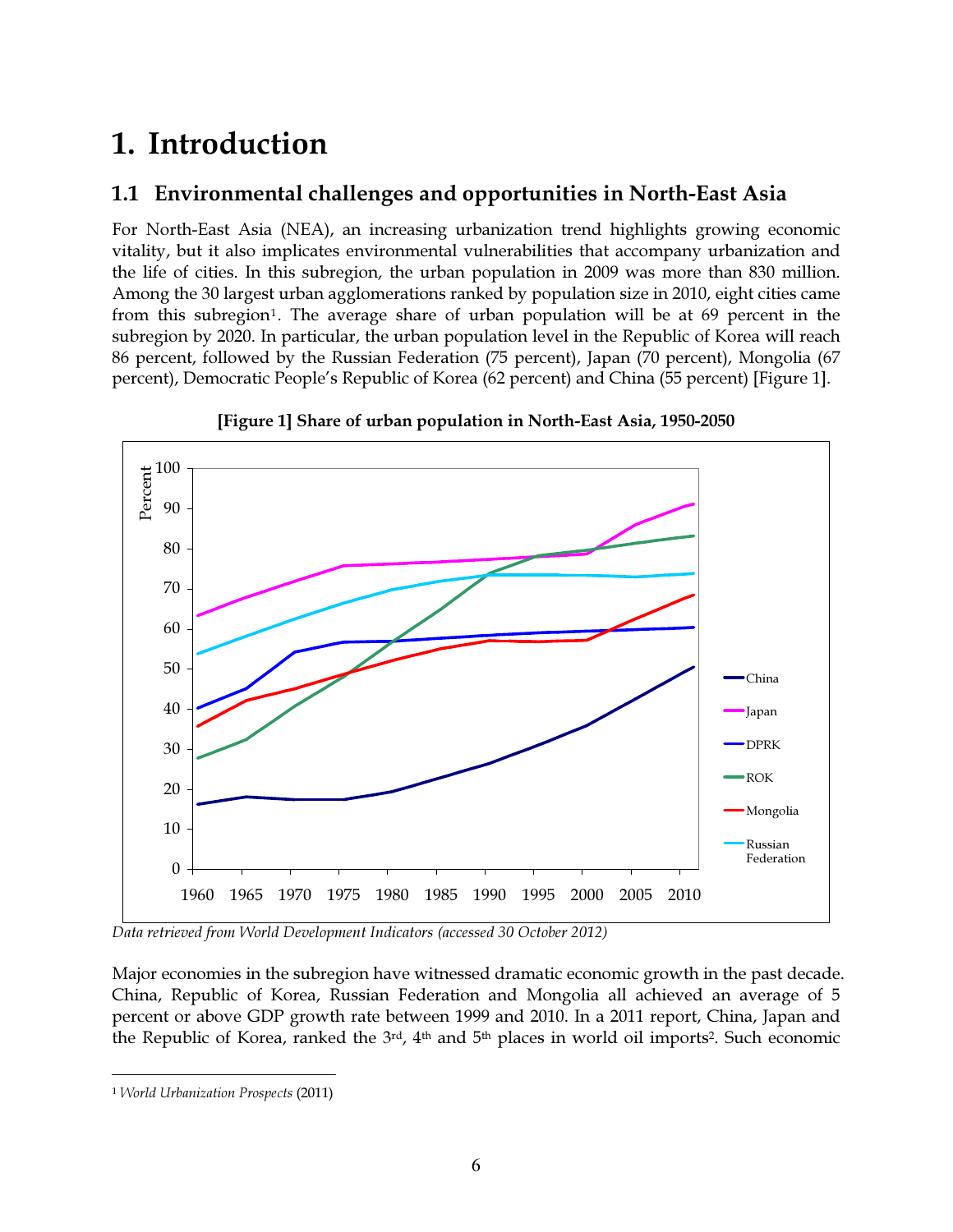# 1. Introduction

## 1.1 Environmental challenges and opportunities in North-East Asia

For North-East Asia (NEA), an increasing urbanization trend highlights growing economic vitality, but it also implicates environmental vulnerabilities that accompany urbanization and the life of cities. In this subregion, the urban population in 2009 was more than 830 million. Among the 30 largest urban agglomerations ranked by population size in 2010, eight cities came from this subregion[1]. The average share of urban population will be at 69 percent in the subregion by 2020. In particular, the urban population level in the Republic of Korea will reach 86 percent, followed by the Russian Federation (75 percent), Japan (70 percent), Mongolia (67 percent), Democratic People's Republic of Korea (62 percent) and China (55 percent) [Figure 1].

**[Figure 1] Share of urban population in North-East Asia, 1950-2050**

*Data retrieved from World Development Indicators (accessed 30 October 2012)*

Major economies in the subregion have witnessed dramatic economic growth in the past decade. China, Republic of Korea, Russian Federation and Mongolia all achieved an average of 5 percent or above GDP growth rate between 1999 and 2010. In a 2011 report, China, Japan and the Republic of Korea, ranked the 3rd, 4th and 5th places in world oil imports[2]. Such economic

[1] *World Urbanization Prospects* (2011)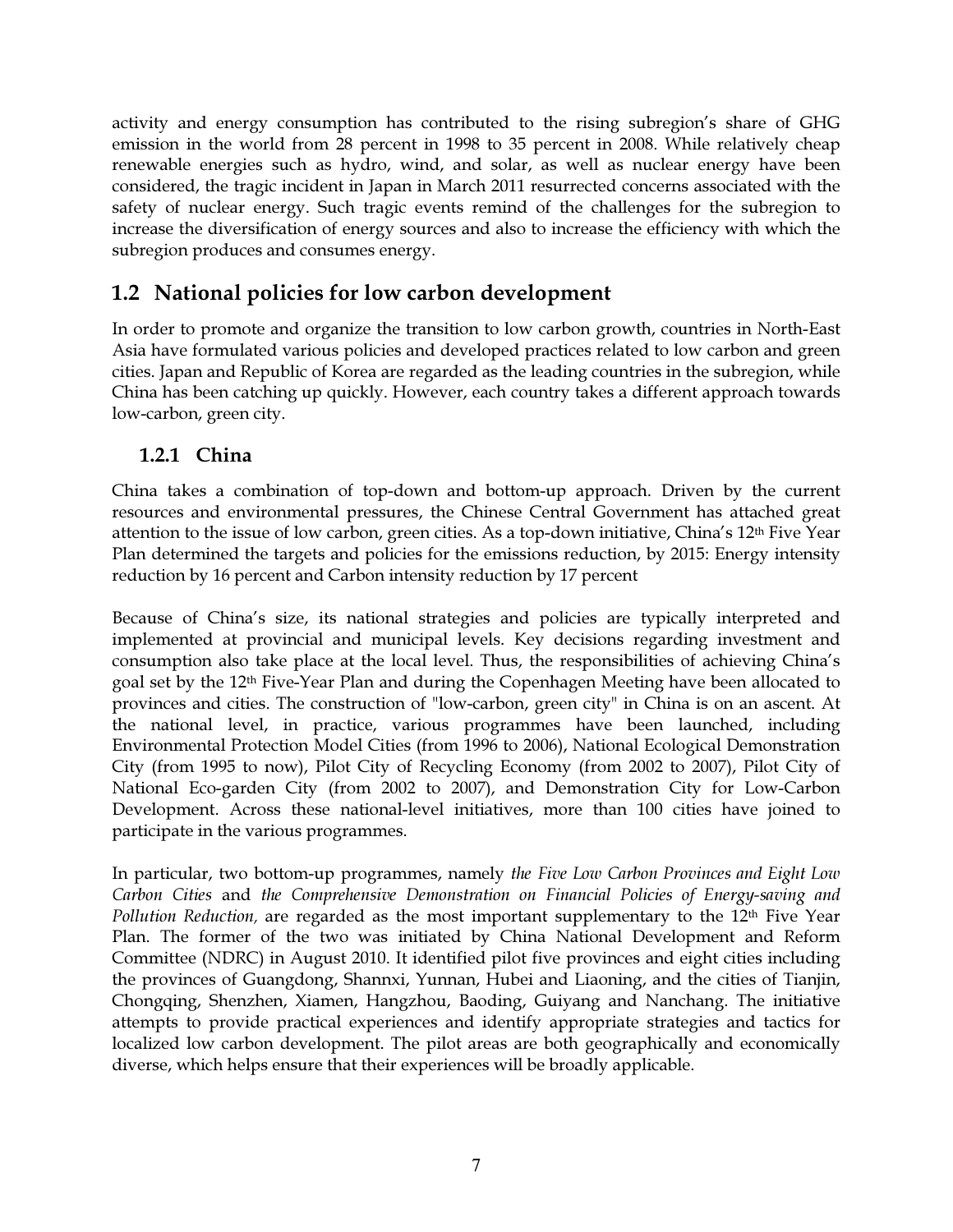activity and energy consumption has contributed to the rising subregion's share of GHG emission in the world from 28 percent in 1998 to 35 percent in 2008. While relatively cheap renewable energies such as hydro, wind, and solar, as well as nuclear energy have been considered, the tragic incident in Japan in March 2011 resurrected concerns associated with the safety of nuclear energy. Such tragic events remind of the challenges for the subregion to increase the diversification of energy sources and also to increase the efficiency with which the subregion produces and consumes energy.

## 1.2 National policies for low carbon development

In order to promote and organize the transition to low carbon growth, countries in North-East Asia have formulated various policies and developed practices related to low carbon and green cities. Japan and Republic of Korea are regarded as the leading countries in the subregion, while China has been catching up quickly. However, each country takes a different approach towards low-carbon, green city.

### 1.2.1 China

China takes a combination of top-down and bottom-up approach. Driven by the current resources and environmental pressures, the Chinese Central Government has attached great attention to the issue of low carbon, green cities. As a top-down initiative, China's 12th Five Year Plan determined the targets and policies for the emissions reduction, by 2015: Energy intensity reduction by 16 percent and Carbon intensity reduction by 17 percent

Because of China's size, its national strategies and policies are typically interpreted and implemented at provincial and municipal levels. Key decisions regarding investment and consumption also take place at the local level. Thus, the responsibilities of achieving China's goal set by the 12th Five-Year Plan and during the Copenhagen Meeting have been allocated to provinces and cities. The construction of "low-carbon, green city" in China is on an ascent. At the national level, in practice, various programmes have been launched, including Environmental Protection Model Cities (from 1996 to 2006), National Ecological Demonstration City (from 1995 to now), Pilot City of Recycling Economy (from 2002 to 2007), Pilot City of National Eco-garden City (from 2002 to 2007), and Demonstration City for Low-Carbon Development. Across these national-level initiatives, more than 100 cities have joined to participate in the various programmes.

In particular, two bottom-up programmes, namely *the Five Low Carbon Provinces and Eight Low Carbon Cities* and *the Comprehensive Demonstration on Financial Policies of Energy-saving and Pollution Reduction,* are regarded as the most important supplementary to the 12th Five Year Plan. The former of the two was initiated by China National Development and Reform Committee (NDRC) in August 2010. It identified pilot five provinces and eight cities including the provinces of Guangdong, Shannxi, Yunnan, Hubei and Liaoning, and the cities of Tianjin, Chongqing, Shenzhen, Xiamen, Hangzhou, Baoding, Guiyang and Nanchang. The initiative attempts to provide practical experiences and identify appropriate strategies and tactics for localized low carbon development. The pilot areas are both geographically and economically diverse, which helps ensure that their experiences will be broadly applicable.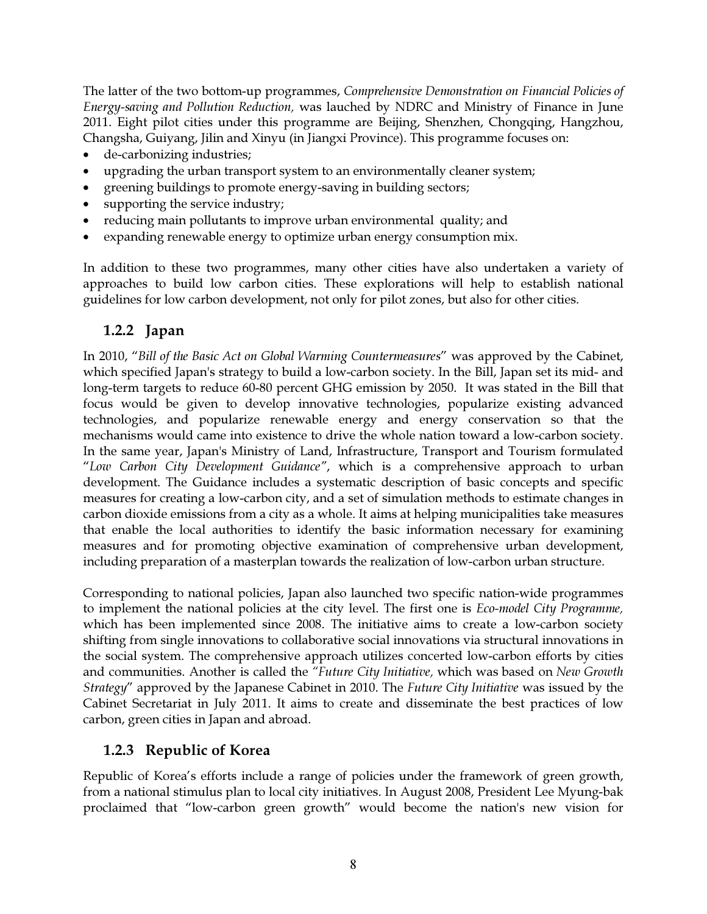The latter of the two bottom-up programmes, *Comprehensive Demonstration on Financial Policies of Energy-saving and Pollution Reduction,* was lauched by NDRC and Ministry of Finance in June 2011. Eight pilot cities under this programme are Beijing, Shenzhen, Chongqing, Hangzhou, Changsha, Guiyang, Jilin and Xinyu (in Jiangxi Province). This programme focuses on:

- de-carbonizing industries;
- upgrading the urban transport system to an environmentally cleaner system;
- greening buildings to promote energy-saving in building sectors;
- supporting the service industry;
- reducing main pollutants to improve urban environmental quality; and
- expanding renewable energy to optimize urban energy consumption mix.

In addition to these two programmes, many other cities have also undertaken a variety of approaches to build low carbon cities. These explorations will help to establish national guidelines for low carbon development, not only for pilot zones, but also for other cities.

### 1.2.2 Japan

In 2010, "*Bill of the Basic Act on Global Warming Countermeasures*" was approved by the Cabinet, which specified Japan's strategy to build a low-carbon society. In the Bill, Japan set its mid- and long-term targets to reduce 60-80 percent GHG emission by 2050. It was stated in the Bill that focus would be given to develop innovative technologies, popularize existing advanced technologies, and popularize renewable energy and energy conservation so that the mechanisms would came into existence to drive the whole nation toward a low-carbon society. In the same year, Japan's Ministry of Land, Infrastructure, Transport and Tourism formulated "*Low Carbon City Development Guidance*", which is a comprehensive approach to urban development. The Guidance includes a systematic description of basic concepts and specific measures for creating a low-carbon city, and a set of simulation methods to estimate changes in carbon dioxide emissions from a city as a whole. It aims at helping municipalities take measures that enable the local authorities to identify the basic information necessary for examining measures and for promoting objective examination of comprehensive urban development, including preparation of a masterplan towards the realization of low-carbon urban structure.

Corresponding to national policies, Japan also launched two specific nation-wide programmes to implement the national policies at the city level. The first one is *Eco-model City Programme,* which has been implemented since 2008. The initiative aims to create a low-carbon society shifting from single innovations to collaborative social innovations via structural innovations in the social system. The comprehensive approach utilizes concerted low-carbon efforts by cities and communities. Another is called the *"Future City Initiative,* which was based on *New Growth Strategy*" approved by the Japanese Cabinet in 2010. The *Future City Initiative* was issued by the Cabinet Secretariat in July 2011. It aims to create and disseminate the best practices of low carbon, green cities in Japan and abroad.

### 1.2.3 Republic of Korea

Republic of Korea's efforts include a range of policies under the framework of green growth, from a national stimulus plan to local city initiatives. In August 2008, President Lee Myung-bak proclaimed that "low-carbon green growth" would become the nation's new vision for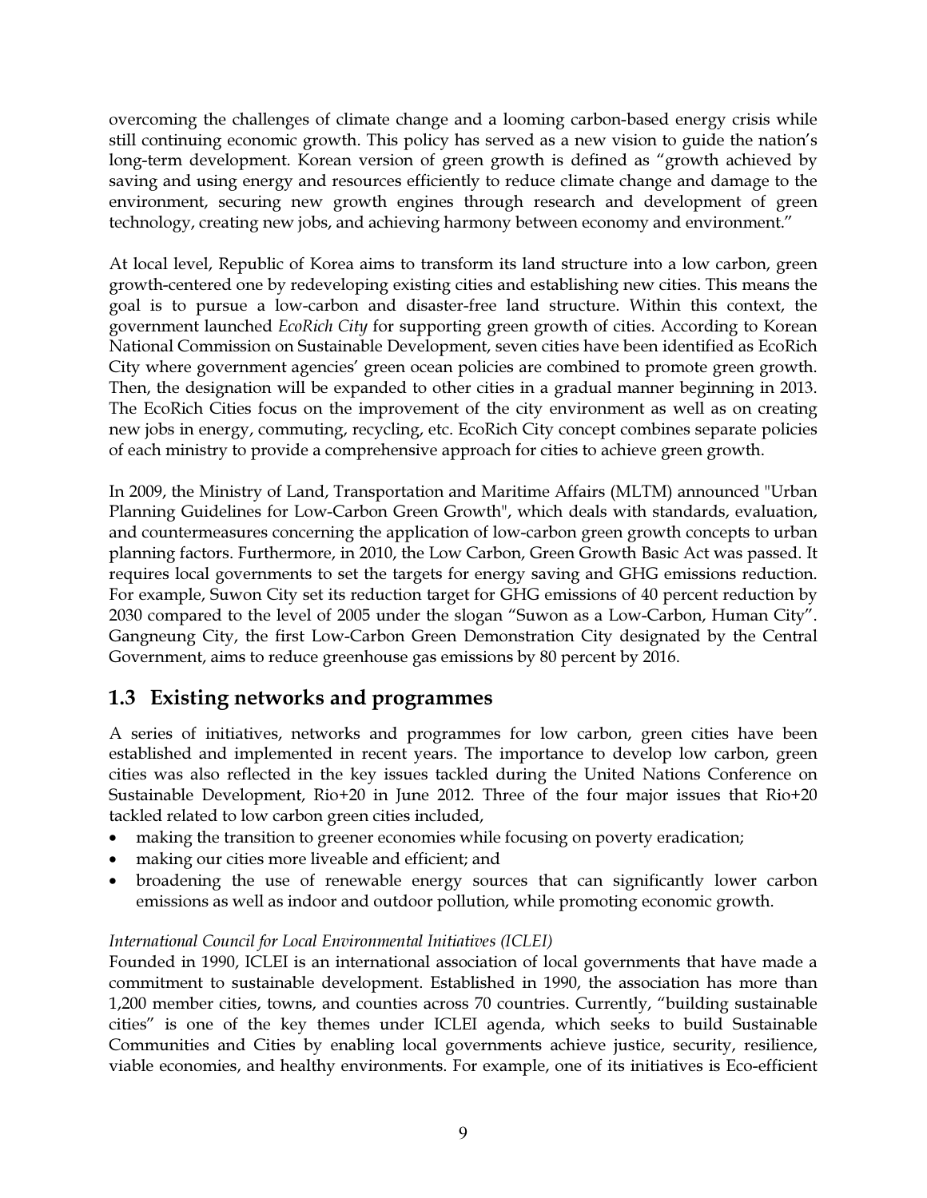overcoming the challenges of climate change and a looming carbon-based energy crisis while still continuing economic growth. This policy has served as a new vision to guide the nation's long-term development. Korean version of green growth is defined as "growth achieved by saving and using energy and resources efficiently to reduce climate change and damage to the environment, securing new growth engines through research and development of green technology, creating new jobs, and achieving harmony between economy and environment."

At local level, Republic of Korea aims to transform its land structure into a low carbon, green growth-centered one by redeveloping existing cities and establishing new cities. This means the goal is to pursue a low-carbon and disaster-free land structure. Within this context, the government launched *EcoRich City* for supporting green growth of cities. According to Korean National Commission on Sustainable Development, seven cities have been identified as EcoRich City where government agencies' green ocean policies are combined to promote green growth. Then, the designation will be expanded to other cities in a gradual manner beginning in 2013. The EcoRich Cities focus on the improvement of the city environment as well as on creating new jobs in energy, commuting, recycling, etc. EcoRich City concept combines separate policies of each ministry to provide a comprehensive approach for cities to achieve green growth.

In 2009, the Ministry of Land, Transportation and Maritime Affairs (MLTM) announced "Urban Planning Guidelines for Low-Carbon Green Growth", which deals with standards, evaluation, and countermeasures concerning the application of low-carbon green growth concepts to urban planning factors. Furthermore, in 2010, the Low Carbon, Green Growth Basic Act was passed. It requires local governments to set the targets for energy saving and GHG emissions reduction. For example, Suwon City set its reduction target for GHG emissions of 40 percent reduction by 2030 compared to the level of 2005 under the slogan "Suwon as a Low-Carbon, Human City". Gangneung City, the first Low-Carbon Green Demonstration City designated by the Central Government, aims to reduce greenhouse gas emissions by 80 percent by 2016.

## 1.3 Existing networks and programmes

A series of initiatives, networks and programmes for low carbon, green cities have been established and implemented in recent years. The importance to develop low carbon, green cities was also reflected in the key issues tackled during the United Nations Conference on Sustainable Development, Rio+20 in June 2012. Three of the four major issues that Rio+20 tackled related to low carbon green cities included,

- making the transition to greener economies while focusing on poverty eradication;
- making our cities more liveable and efficient; and
- broadening the use of renewable energy sources that can significantly lower carbon emissions as well as indoor and outdoor pollution, while promoting economic growth.

*International Council for Local Environmental Initiatives (ICLEI)*

Founded in 1990, ICLEI is an international association of local governments that have made a commitment to sustainable development. Established in 1990, the association has more than 1,200 member cities, towns, and counties across 70 countries. Currently, "building sustainable cities" is one of the key themes under ICLEI agenda, which seeks to build Sustainable Communities and Cities by enabling local governments achieve justice, security, resilience, viable economies, and healthy environments. For example, one of its initiatives is Eco-efficient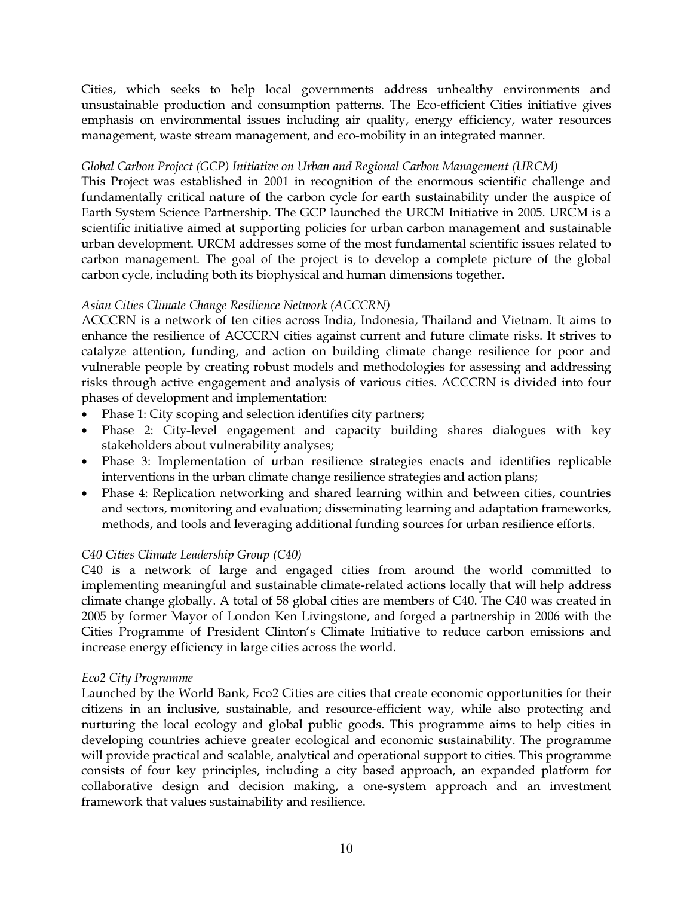Cities, which seeks to help local governments address unhealthy environments and unsustainable production and consumption patterns. The Eco-efficient Cities initiative gives emphasis on environmental issues including air quality, energy efficiency, water resources management, waste stream management, and eco-mobility in an integrated manner.

*Global Carbon Project (GCP) Initiative on Urban and Regional Carbon Management (URCM)*

This Project was established in 2001 in recognition of the enormous scientific challenge and fundamentally critical nature of the carbon cycle for earth sustainability under the auspice of Earth System Science Partnership. The GCP launched the URCM Initiative in 2005. URCM is a scientific initiative aimed at supporting policies for urban carbon management and sustainable urban development. URCM addresses some of the most fundamental scientific issues related to carbon management. The goal of the project is to develop a complete picture of the global carbon cycle, including both its biophysical and human dimensions together.

*Asian Cities Climate Change Resilience Network (ACCCRN)*

ACCCRN is a network of ten cities across India, Indonesia, Thailand and Vietnam. It aims to enhance the resilience of ACCCRN cities against current and future climate risks. It strives to catalyze attention, funding, and action on building climate change resilience for poor and vulnerable people by creating robust models and methodologies for assessing and addressing risks through active engagement and analysis of various cities. ACCCRN is divided into four phases of development and implementation:

- Phase 1: City scoping and selection identifies city partners;
- Phase 2: City-level engagement and capacity building shares dialogues with key stakeholders about vulnerability analyses;
- Phase 3: Implementation of urban resilience strategies enacts and identifies replicable interventions in the urban climate change resilience strategies and action plans;
- Phase 4: Replication networking and shared learning within and between cities, countries and sectors, monitoring and evaluation; disseminating learning and adaptation frameworks, methods, and tools and leveraging additional funding sources for urban resilience efforts.

*C40 Cities Climate Leadership Group (C40)*

C40 is a network of large and engaged cities from around the world committed to implementing meaningful and sustainable climate-related actions locally that will help address climate change globally. A total of 58 global cities are members of C40. The C40 was created in 2005 by former Mayor of London Ken Livingstone, and forged a partnership in 2006 with the Cities Programme of President Clinton's Climate Initiative to reduce carbon emissions and increase energy efficiency in large cities across the world.

*Eco2 City Programme*

Launched by the World Bank, Eco2 Cities are cities that create economic opportunities for their citizens in an inclusive, sustainable, and resource-efficient way, while also protecting and nurturing the local ecology and global public goods. This programme aims to help cities in developing countries achieve greater ecological and economic sustainability. The programme will provide practical and scalable, analytical and operational support to cities. This programme consists of four key principles, including a city based approach, an expanded platform for collaborative design and decision making, a one-system approach and an investment framework that values sustainability and resilience.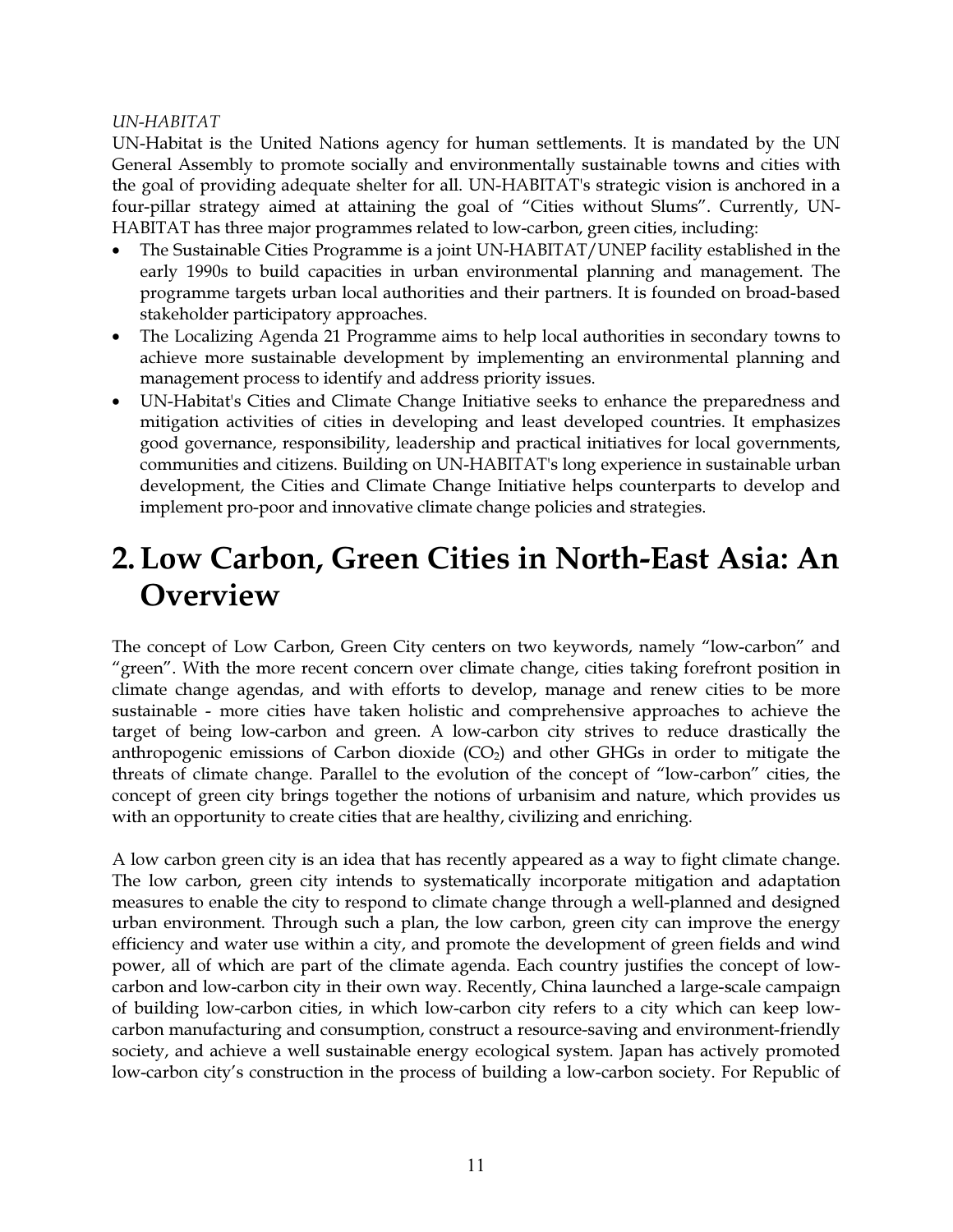*UN-HABITAT*

UN-Habitat is the United Nations agency for human settlements. It is mandated by the UN General Assembly to promote socially and environmentally sustainable towns and cities with the goal of providing adequate shelter for all. UN-HABITAT's strategic vision is anchored in a four-pillar strategy aimed at attaining the goal of "Cities without Slums". Currently, UN-HABITAT has three major programmes related to low-carbon, green cities, including:

- The Sustainable Cities Programme is a joint UN-HABITAT/UNEP facility established in the early 1990s to build capacities in urban environmental planning and management. The programme targets urban local authorities and their partners. It is founded on broad-based stakeholder participatory approaches.
- The Localizing Agenda 21 Programme aims to help local authorities in secondary towns to achieve more sustainable development by implementing an environmental planning and management process to identify and address priority issues.
- UN-Habitat's Cities and Climate Change Initiative seeks to enhance the preparedness and mitigation activities of cities in developing and least developed countries. It emphasizes good governance, responsibility, leadership and practical initiatives for local governments, communities and citizens. Building on UN-HABITAT's long experience in sustainable urban development, the Cities and Climate Change Initiative helps counterparts to develop and implement pro-poor and innovative climate change policies and strategies.

# 2. Low Carbon, Green Cities in North-East Asia: An Overview

The concept of Low Carbon, Green City centers on two keywords, namely "low-carbon" and "green". With the more recent concern over climate change, cities taking forefront position in climate change agendas, and with efforts to develop, manage and renew cities to be more sustainable - more cities have taken holistic and comprehensive approaches to achieve the target of being low-carbon and green. A low-carbon city strives to reduce drastically the anthropogenic emissions of Carbon dioxide ($CO_2$) and other GHGs in order to mitigate the threats of climate change. Parallel to the evolution of the concept of "low-carbon" cities, the concept of green city brings together the notions of urbanisim and nature, which provides us with an opportunity to create cities that are healthy, civilizing and enriching.

A low carbon green city is an idea that has recently appeared as a way to fight climate change. The low carbon, green city intends to systematically incorporate mitigation and adaptation measures to enable the city to respond to climate change through a well-planned and designed urban environment. Through such a plan, the low carbon, green city can improve the energy efficiency and water use within a city, and promote the development of green fields and wind power, all of which are part of the climate agenda. Each country justifies the concept of low-carbon and low-carbon city in their own way. Recently, China launched a large-scale campaign of building low-carbon cities, in which low-carbon city refers to a city which can keep low-carbon manufacturing and consumption, construct a resource-saving and environment-friendly society, and achieve a well sustainable energy ecological system. Japan has actively promoted low-carbon city's construction in the process of building a low-carbon society. For Republic of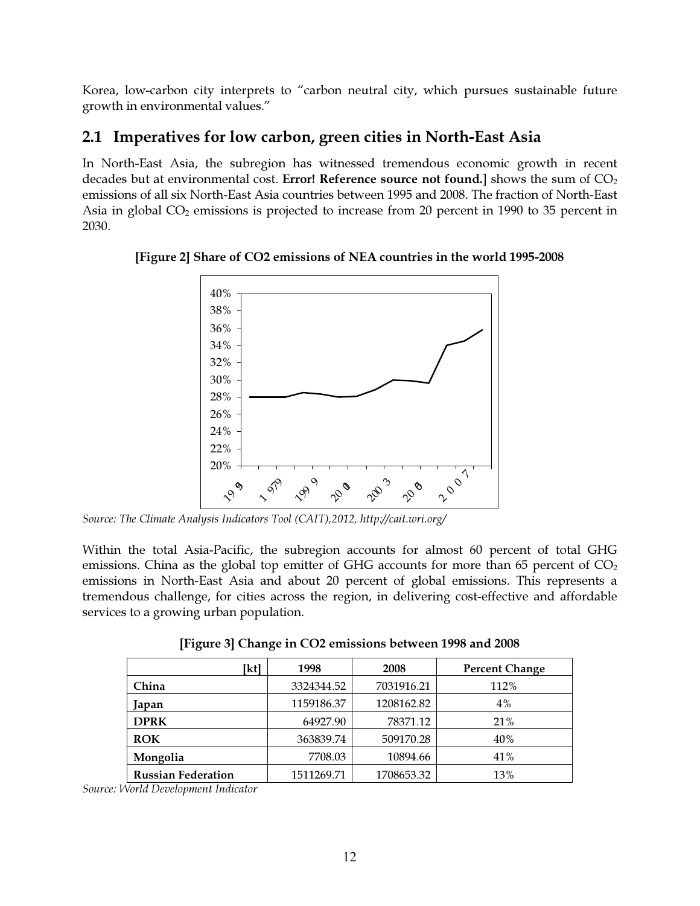Korea, low-carbon city interprets to "carbon neutral city, which pursues sustainable future growth in environmental values."

## 2.1 Imperatives for low carbon, green cities in North-East Asia

In North-East Asia, the subregion has witnessed tremendous economic growth in recent decades but at environmental cost. **Error! Reference source not found.**] shows the sum of $CO_2$ emissions of all six North-East Asia countries between 1995 and 2008. The fraction of North-East Asia in global $CO_2$ emissions is projected to increase from 20 percent in 1990 to 35 percent in 2030.

**[Figure 2] Share of CO2 emissions of NEA countries in the world 1995-2008**

*Source: The Climate Analysis Indicators Tool (CAIT),2012, http://cait.wri.org/*

Within the total Asia-Pacific, the subregion accounts for almost 60 percent of total GHG emissions. China as the global top emitter of GHG accounts for more than 65 percent of $CO_2$ emissions in North-East Asia and about 20 percent of global emissions. This represents a tremendous challenge, for cities across the region, in delivering cost-effective and affordable services to a growing urban population.

**[Figure 3] Change in CO2 emissions between 1998 and 2008**

| [kt] | 1998 | 2008 | Percent Change |
|---|---|---|---|
| **China** | 3324344.52 | 7031916.21 | 112% |
| **Japan** | 1159186.37 | 1208162.82 | 4% |
| **DPRK** | 64927.90 | 78371.12 | 21% |
| **ROK** | 363839.74 | 509170.28 | 40% |
| **Mongolia** | 7708.03 | 10894.66 | 41% |
| **Russian Federation** | 1511269.71 | 1708653.32 | 13% |

*Source: World Development Indicator*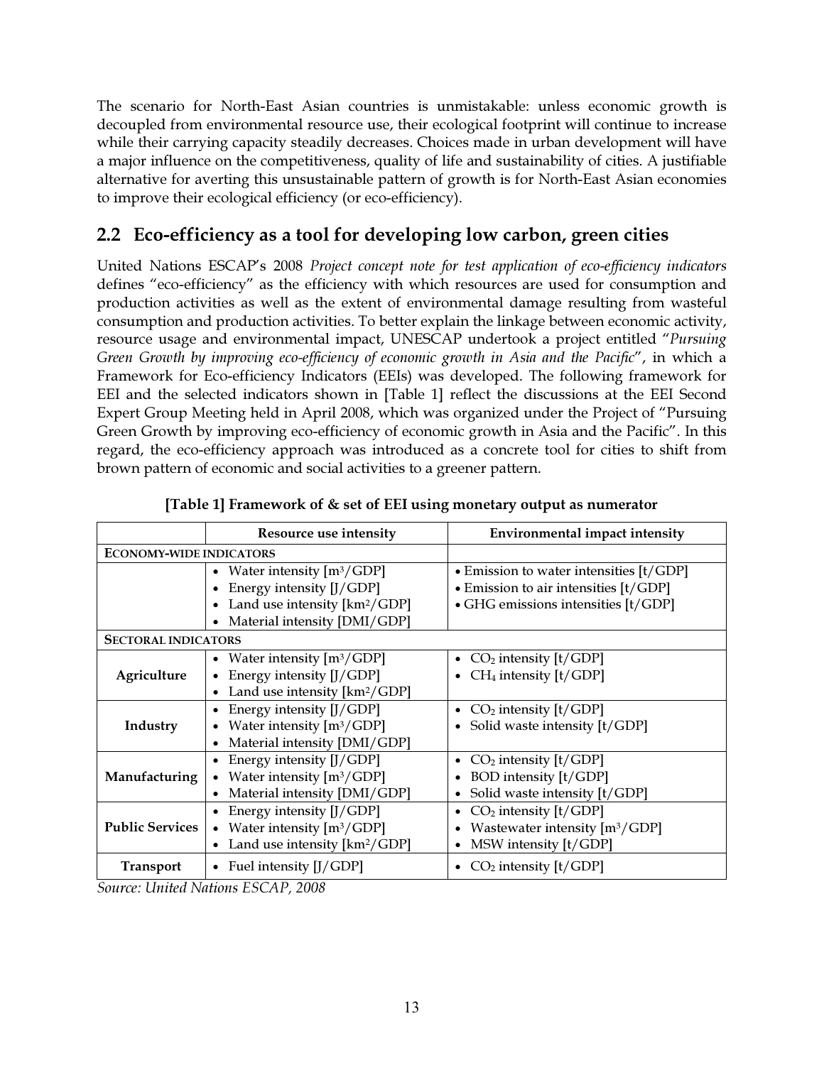The scenario for North-East Asian countries is unmistakable: unless economic growth is decoupled from environmental resource use, their ecological footprint will continue to increase while their carrying capacity steadily decreases. Choices made in urban development will have a major influence on the competitiveness, quality of life and sustainability of cities. A justifiable alternative for averting this unsustainable pattern of growth is for North-East Asian economies to improve their ecological efficiency (or eco-efficiency).

## 2.2 Eco-efficiency as a tool for developing low carbon, green cities

United Nations ESCAP's 2008 *Project concept note for test application of eco-efficiency indicators* defines "eco-efficiency" as the efficiency with which resources are used for consumption and production activities as well as the extent of environmental damage resulting from wasteful consumption and production activities. To better explain the linkage between economic activity, resource usage and environmental impact, UNESCAP undertook a project entitled "*Pursuing Green Growth by improving eco-efficiency of economic growth in Asia and the Pacific*", in which a Framework for Eco-efficiency Indicators (EEIs) was developed. The following framework for EEI and the selected indicators shown in [Table 1] reflect the discussions at the EEI Second Expert Group Meeting held in April 2008, which was organized under the Project of "Pursuing Green Growth by improving eco-efficiency of economic growth in Asia and the Pacific". In this regard, the eco-efficiency approach was introduced as a concrete tool for cities to shift from brown pattern of economic and social activities to a greener pattern.

**[Table 1] Framework of & set of EEI using monetary output as numerator**

| | Resource use intensity | Environmental impact intensity |
|---|---|---|
| **ECONOMY-WIDE INDICATORS** | | |
| | • Water intensity [$m^3$/GDP]<br>• Energy intensity [J/GDP]<br>• Land use intensity [$km^2$/GDP]<br>• Material intensity [DMI/GDP] | • Emission to water intensities [t/GDP]<br>• Emission to air intensities [t/GDP]<br>• GHG emissions intensities [t/GDP] |
| **SECTORAL INDICATORS** | | |
| **Agriculture** | • Water intensity [$m^3$/GDP]<br>• Energy intensity [J/GDP]<br>• Land use intensity [$km^2$/GDP] | • $CO_2$ intensity [t/GDP]<br>• $CH_4$ intensity [t/GDP] |
| **Industry** | • Energy intensity [J/GDP]<br>• Water intensity [$m^3$/GDP]<br>• Material intensity [DMI/GDP] | • $CO_2$ intensity [t/GDP]<br>• Solid waste intensity [t/GDP] |
| **Manufacturing** | • Energy intensity [J/GDP]<br>• Water intensity [$m^3$/GDP]<br>• Material intensity [DMI/GDP] | • $CO_2$ intensity [t/GDP]<br>• BOD intensity [t/GDP]<br>• Solid waste intensity [t/GDP] |
| **Public Services** | • Energy intensity [J/GDP]<br>• Water intensity [$m^3$/GDP]<br>• Land use intensity [$km^2$/GDP] | • $CO_2$ intensity [t/GDP]<br>• Wastewater intensity [$m^3$/GDP]<br>• MSW intensity [t/GDP] |
| **Transport** | • Fuel intensity [J/GDP] | • $CO_2$ intensity [t/GDP] |

*Source: United Nations ESCAP, 2008*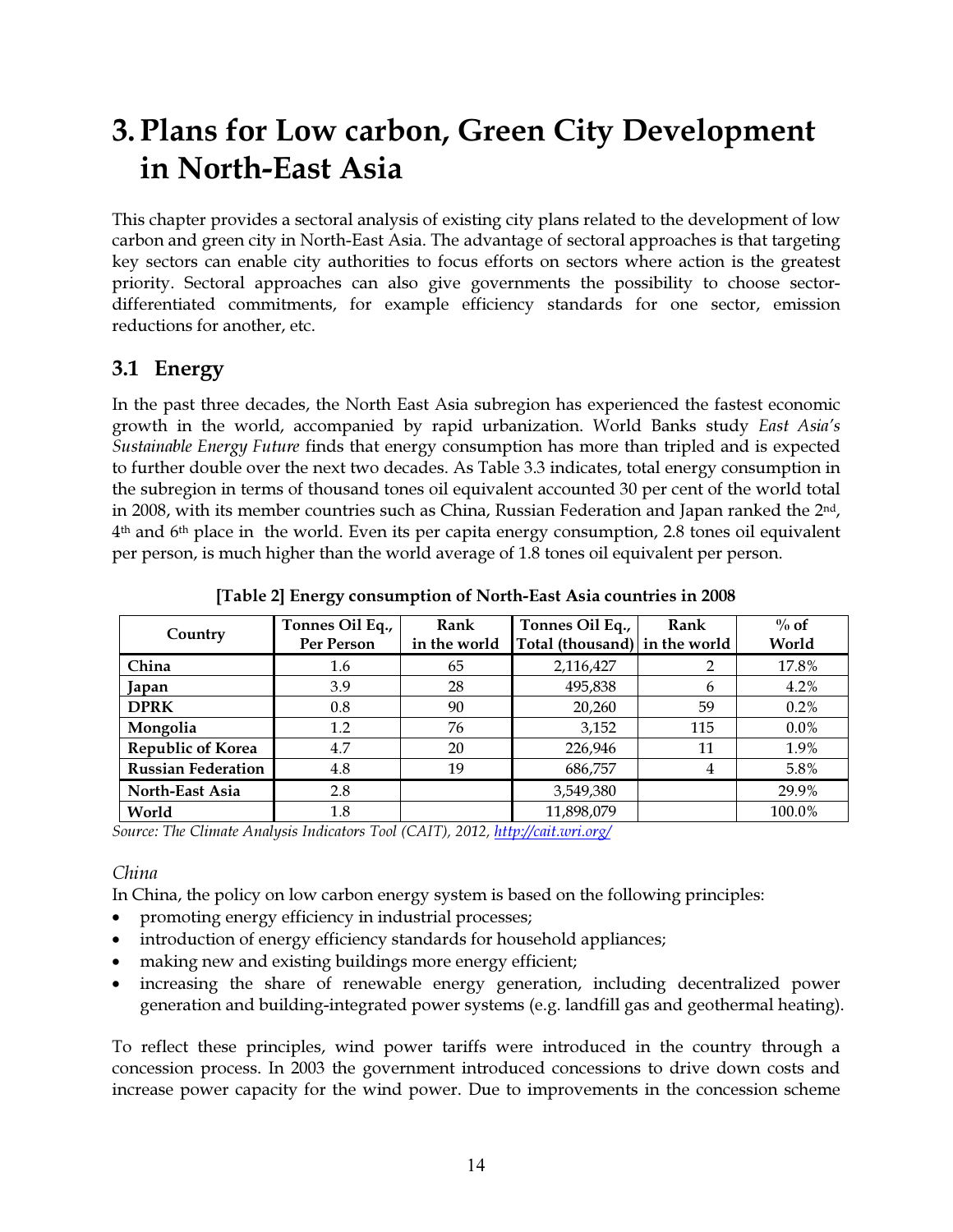# 3. Plans for Low carbon, Green City Development in North-East Asia

This chapter provides a sectoral analysis of existing city plans related to the development of low carbon and green city in North-East Asia. The advantage of sectoral approaches is that targeting key sectors can enable city authorities to focus efforts on sectors where action is the greatest priority. Sectoral approaches can also give governments the possibility to choose sector-differentiated commitments, for example efficiency standards for one sector, emission reductions for another, etc.

## 3.1 Energy

In the past three decades, the North East Asia subregion has experienced the fastest economic growth in the world, accompanied by rapid urbanization. World Banks study *East Asia's Sustainable Energy Future* finds that energy consumption has more than tripled and is expected to further double over the next two decades. As Table 3.3 indicates, total energy consumption in the subregion in terms of thousand tones oil equivalent accounted 30 per cent of the world total in 2008, with its member countries such as China, Russian Federation and Japan ranked the 2nd, 4th and 6th place in the world. Even its per capita energy consumption, 2.8 tones oil equivalent per person, is much higher than the world average of 1.8 tones oil equivalent per person.

**[Table 2] Energy consumption of North-East Asia countries in 2008**

| Country | Tonnes Oil Eq., Per Person | Rank in the world | Tonnes Oil Eq., Total (thousand) | Rank in the world | % of World |
|---|---|---|---|---|---|
| China | 1.6 | 65 | 2,116,427 | 2 | 17.8% |
| Japan | 3.9 | 28 | 495,838 | 6 | 4.2% |
| DPRK | 0.8 | 90 | 20,260 | 59 | 0.2% |
| Mongolia | 1.2 | 76 | 3,152 | 115 | 0.0% |
| Republic of Korea | 4.7 | 20 | 226,946 | 11 | 1.9% |
| Russian Federation | 4.8 | 19 | 686,757 | 4 | 5.8% |
| North-East Asia | 2.8 | | 3,549,380 | | 29.9% |
| World | 1.8 | | 11,898,079 | | 100.0% |

*Source: The Climate Analysis Indicators Tool (CAIT), 2012, http://cait.wri.org/*

*China*

In China, the policy on low carbon energy system is based on the following principles:

- promoting energy efficiency in industrial processes;
- introduction of energy efficiency standards for household appliances;
- making new and existing buildings more energy efficient;
- increasing the share of renewable energy generation, including decentralized power generation and building-integrated power systems (e.g. landfill gas and geothermal heating).

To reflect these principles, wind power tariffs were introduced in the country through a concession process. In 2003 the government introduced concessions to drive down costs and increase power capacity for the wind power. Due to improvements in the concession scheme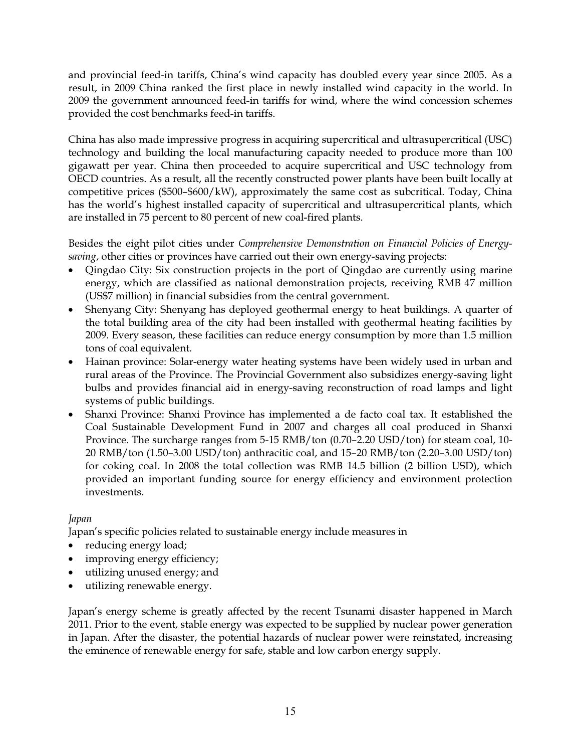and provincial feed-in tariffs, China's wind capacity has doubled every year since 2005. As a result, in 2009 China ranked the first place in newly installed wind capacity in the world. In 2009 the government announced feed-in tariffs for wind, where the wind concession schemes provided the cost benchmarks feed-in tariffs.

China has also made impressive progress in acquiring supercritical and ultrasupercritical (USC) technology and building the local manufacturing capacity needed to produce more than 100 gigawatt per year. China then proceeded to acquire supercritical and USC technology from OECD countries. As a result, all the recently constructed power plants have been built locally at competitive prices ($500–$600/kW), approximately the same cost as subcritical. Today, China has the world's highest installed capacity of supercritical and ultrasupercritical plants, which are installed in 75 percent to 80 percent of new coal-fired plants.

Besides the eight pilot cities under *Comprehensive Demonstration on Financial Policies of Energy-saving*, other cities or provinces have carried out their own energy-saving projects:

- Qingdao City: Six construction projects in the port of Qingdao are currently using marine energy, which are classified as national demonstration projects, receiving RMB 47 million (US$7 million) in financial subsidies from the central government.
- Shenyang City: Shenyang has deployed geothermal energy to heat buildings. A quarter of the total building area of the city had been installed with geothermal heating facilities by 2009. Every season, these facilities can reduce energy consumption by more than 1.5 million tons of coal equivalent.
- Hainan province: Solar-energy water heating systems have been widely used in urban and rural areas of the Province. The Provincial Government also subsidizes energy-saving light bulbs and provides financial aid in energy-saving reconstruction of road lamps and light systems of public buildings.
- Shanxi Province: Shanxi Province has implemented a de facto coal tax. It established the Coal Sustainable Development Fund in 2007 and charges all coal produced in Shanxi Province. The surcharge ranges from 5-15 RMB/ton (0.70–2.20 USD/ton) for steam coal, 10-20 RMB/ton (1.50–3.00 USD/ton) anthracitic coal, and 15–20 RMB/ton (2.20–3.00 USD/ton) for coking coal. In 2008 the total collection was RMB 14.5 billion (2 billion USD), which provided an important funding source for energy efficiency and environment protection investments.

*Japan*

Japan's specific policies related to sustainable energy include measures in

- reducing energy load;
- improving energy efficiency;
- utilizing unused energy; and
- utilizing renewable energy.

Japan's energy scheme is greatly affected by the recent Tsunami disaster happened in March 2011. Prior to the event, stable energy was expected to be supplied by nuclear power generation in Japan. After the disaster, the potential hazards of nuclear power were reinstated, increasing the eminence of renewable energy for safe, stable and low carbon energy supply.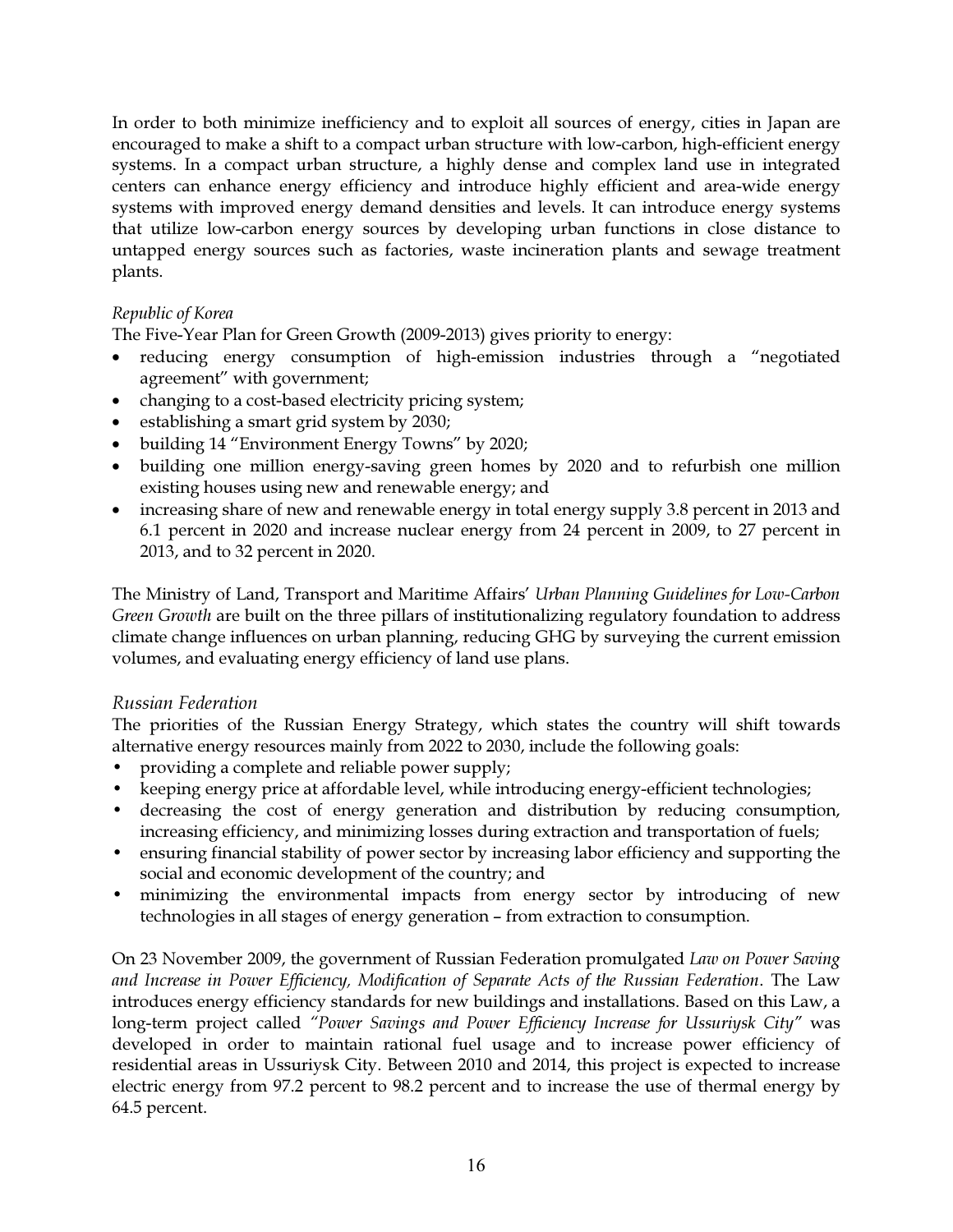In order to both minimize inefficiency and to exploit all sources of energy, cities in Japan are encouraged to make a shift to a compact urban structure with low-carbon, high-efficient energy systems. In a compact urban structure, a highly dense and complex land use in integrated centers can enhance energy efficiency and introduce highly efficient and area-wide energy systems with improved energy demand densities and levels. It can introduce energy systems that utilize low-carbon energy sources by developing urban functions in close distance to untapped energy sources such as factories, waste incineration plants and sewage treatment plants.

*Republic of Korea*

The Five-Year Plan for Green Growth (2009-2013) gives priority to energy:

- reducing energy consumption of high-emission industries through a "negotiated agreement" with government;
- changing to a cost-based electricity pricing system;
- establishing a smart grid system by 2030;
- building 14 "Environment Energy Towns" by 2020;
- building one million energy-saving green homes by 2020 and to refurbish one million existing houses using new and renewable energy; and
- increasing share of new and renewable energy in total energy supply 3.8 percent in 2013 and 6.1 percent in 2020 and increase nuclear energy from 24 percent in 2009, to 27 percent in 2013, and to 32 percent in 2020.

The Ministry of Land, Transport and Maritime Affairs' *Urban Planning Guidelines for Low-Carbon Green Growth* are built on the three pillars of institutionalizing regulatory foundation to address climate change influences on urban planning, reducing GHG by surveying the current emission volumes, and evaluating energy efficiency of land use plans.

*Russian Federation*

The priorities of the Russian Energy Strategy, which states the country will shift towards alternative energy resources mainly from 2022 to 2030, include the following goals:

- providing a complete and reliable power supply;
- keeping energy price at affordable level, while introducing energy-efficient technologies;
- decreasing the cost of energy generation and distribution by reducing consumption, increasing efficiency, and minimizing losses during extraction and transportation of fuels;
- ensuring financial stability of power sector by increasing labor efficiency and supporting the social and economic development of the country; and
- minimizing the environmental impacts from energy sector by introducing of new technologies in all stages of energy generation – from extraction to consumption.

On 23 November 2009, the government of Russian Federation promulgated *Law on Power Saving and Increase in Power Efficiency, Modification of Separate Acts of the Russian Federation*. The Law introduces energy efficiency standards for new buildings and installations. Based on this Law, a long-term project called *"Power Savings and Power Efficiency Increase for Ussuriysk City"* was developed in order to maintain rational fuel usage and to increase power efficiency of residential areas in Ussuriysk City. Between 2010 and 2014, this project is expected to increase electric energy from 97.2 percent to 98.2 percent and to increase the use of thermal energy by 64.5 percent.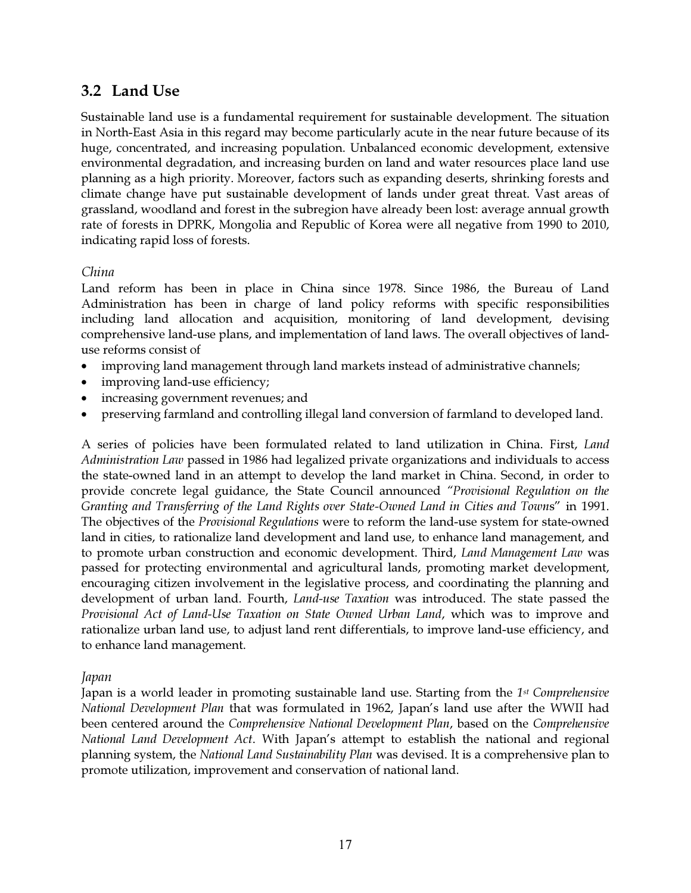## 3.2 Land Use

Sustainable land use is a fundamental requirement for sustainable development. The situation in North-East Asia in this regard may become particularly acute in the near future because of its huge, concentrated, and increasing population. Unbalanced economic development, extensive environmental degradation, and increasing burden on land and water resources place land use planning as a high priority. Moreover, factors such as expanding deserts, shrinking forests and climate change have put sustainable development of lands under great threat. Vast areas of grassland, woodland and forest in the subregion have already been lost: average annual growth rate of forests in DPRK, Mongolia and Republic of Korea were all negative from 1990 to 2010, indicating rapid loss of forests.

*China*

Land reform has been in place in China since 1978. Since 1986, the Bureau of Land Administration has been in charge of land policy reforms with specific responsibilities including land allocation and acquisition, monitoring of land development, devising comprehensive land-use plans, and implementation of land laws. The overall objectives of land-use reforms consist of

- improving land management through land markets instead of administrative channels;
- improving land-use efficiency;
- increasing government revenues; and
- preserving farmland and controlling illegal land conversion of farmland to developed land.

A series of policies have been formulated related to land utilization in China. First, *Land Administration Law* passed in 1986 had legalized private organizations and individuals to access the state-owned land in an attempt to develop the land market in China. Second, in order to provide concrete legal guidance, the State Council announced *"Provisional Regulation on the Granting and Transferring of the Land Rights over State-Owned Land in Cities and Towns"* in 1991. The objectives of the *Provisional Regulations* were to reform the land-use system for state-owned land in cities, to rationalize land development and land use, to enhance land management, and to promote urban construction and economic development. Third, *Land Management Law* was passed for protecting environmental and agricultural lands, promoting market development, encouraging citizen involvement in the legislative process, and coordinating the planning and development of urban land. Fourth, *Land-use Taxation* was introduced. The state passed the *Provisional Act of Land-Use Taxation on State Owned Urban Land*, which was to improve and rationalize urban land use, to adjust land rent differentials, to improve land-use efficiency, and to enhance land management.

*Japan*

Japan is a world leader in promoting sustainable land use. Starting from the *1st Comprehensive National Development Plan* that was formulated in 1962, Japan's land use after the WWII had been centered around the *Comprehensive National Development Plan*, based on the *Comprehensive National Land Development Act*. With Japan's attempt to establish the national and regional planning system, the *National Land Sustainability Plan* was devised. It is a comprehensive plan to promote utilization, improvement and conservation of national land.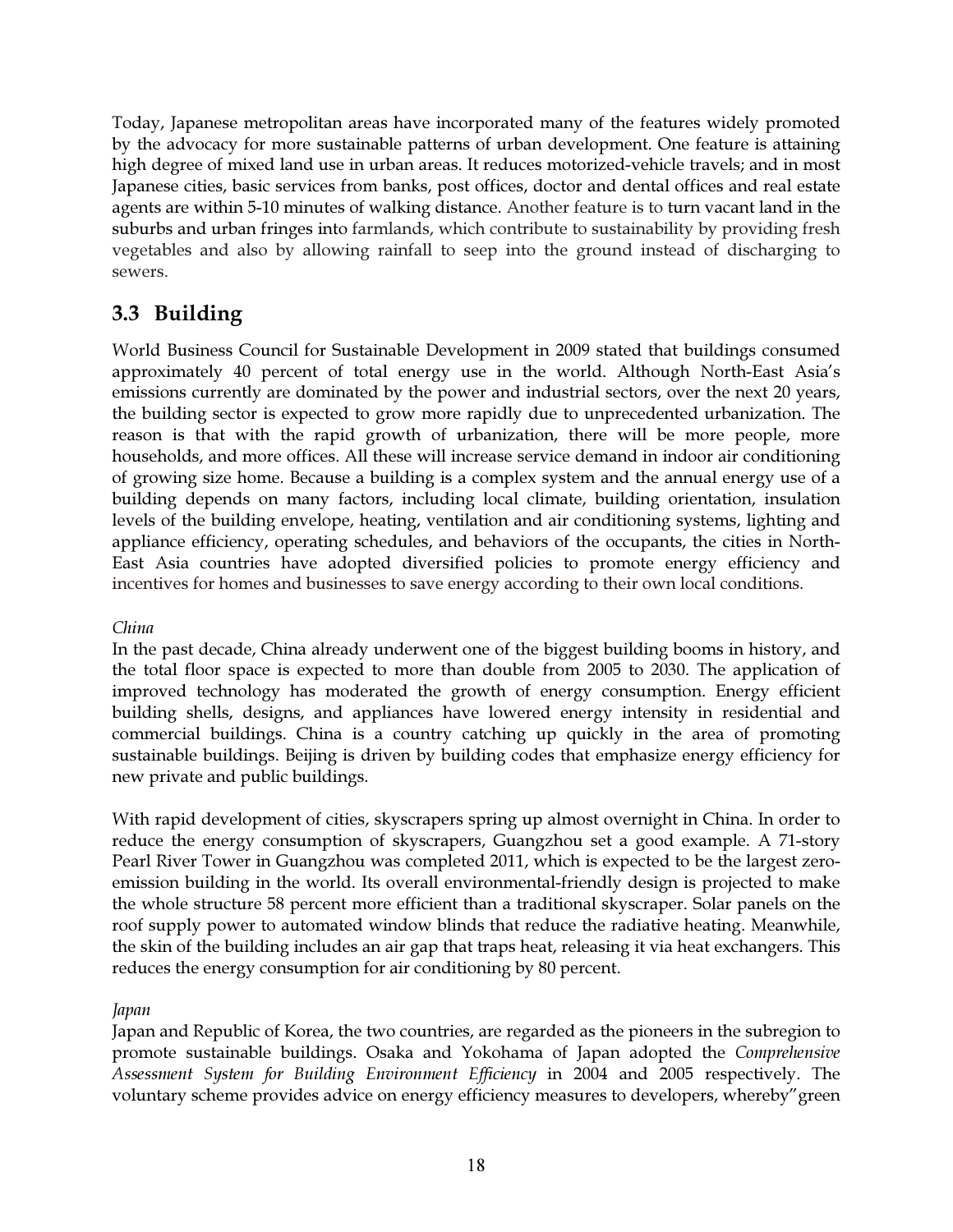Today, Japanese metropolitan areas have incorporated many of the features widely promoted by the advocacy for more sustainable patterns of urban development. One feature is attaining high degree of mixed land use in urban areas. It reduces motorized-vehicle travels; and in most Japanese cities, basic services from banks, post offices, doctor and dental offices and real estate agents are within 5-10 minutes of walking distance. Another feature is to turn vacant land in the suburbs and urban fringes into farmlands, which contribute to sustainability by providing fresh vegetables and also by allowing rainfall to seep into the ground instead of discharging to sewers.

## 3.3 Building

World Business Council for Sustainable Development in 2009 stated that buildings consumed approximately 40 percent of total energy use in the world. Although North-East Asia's emissions currently are dominated by the power and industrial sectors, over the next 20 years, the building sector is expected to grow more rapidly due to unprecedented urbanization. The reason is that with the rapid growth of urbanization, there will be more people, more households, and more offices. All these will increase service demand in indoor air conditioning of growing size home. Because a building is a complex system and the annual energy use of a building depends on many factors, including local climate, building orientation, insulation levels of the building envelope, heating, ventilation and air conditioning systems, lighting and appliance efficiency, operating schedules, and behaviors of the occupants, the cities in North-East Asia countries have adopted diversified policies to promote energy efficiency and incentives for homes and businesses to save energy according to their own local conditions.

*China*

In the past decade, China already underwent one of the biggest building booms in history, and the total floor space is expected to more than double from 2005 to 2030. The application of improved technology has moderated the growth of energy consumption. Energy efficient building shells, designs, and appliances have lowered energy intensity in residential and commercial buildings. China is a country catching up quickly in the area of promoting sustainable buildings. Beijing is driven by building codes that emphasize energy efficiency for new private and public buildings.

With rapid development of cities, skyscrapers spring up almost overnight in China. In order to reduce the energy consumption of skyscrapers, Guangzhou set a good example. A 71-story Pearl River Tower in Guangzhou was completed 2011, which is expected to be the largest zero-emission building in the world. Its overall environmental-friendly design is projected to make the whole structure 58 percent more efficient than a traditional skyscraper. Solar panels on the roof supply power to automated window blinds that reduce the radiative heating. Meanwhile, the skin of the building includes an air gap that traps heat, releasing it via heat exchangers. This reduces the energy consumption for air conditioning by 80 percent.

*Japan*

Japan and Republic of Korea, the two countries, are regarded as the pioneers in the subregion to promote sustainable buildings. Osaka and Yokohama of Japan adopted the *Comprehensive Assessment System for Building Environment Efficiency* in 2004 and 2005 respectively. The voluntary scheme provides advice on energy efficiency measures to developers, whereby"green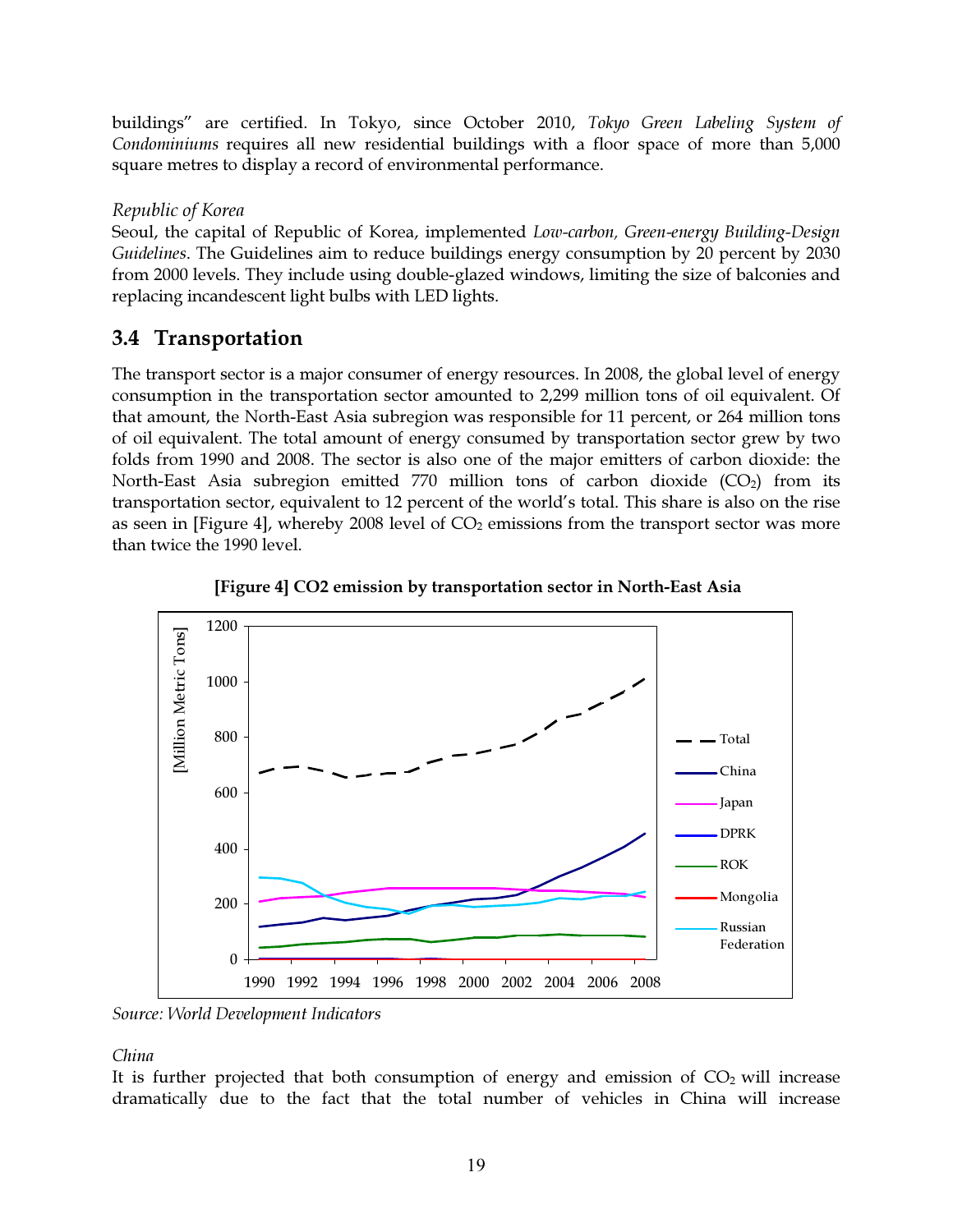buildings" are certified. In Tokyo, since October 2010, *Tokyo Green Labeling System of Condominiums* requires all new residential buildings with a floor space of more than 5,000 square metres to display a record of environmental performance.

*Republic of Korea*

Seoul, the capital of Republic of Korea, implemented *Low-carbon, Green-energy Building-Design Guidelines*. The Guidelines aim to reduce buildings energy consumption by 20 percent by 2030 from 2000 levels. They include using double-glazed windows, limiting the size of balconies and replacing incandescent light bulbs with LED lights.

## 3.4 Transportation

The transport sector is a major consumer of energy resources. In 2008, the global level of energy consumption in the transportation sector amounted to 2,299 million tons of oil equivalent. Of that amount, the North-East Asia subregion was responsible for 11 percent, or 264 million tons of oil equivalent. The total amount of energy consumed by transportation sector grew by two folds from 1990 and 2008. The sector is also one of the major emitters of carbon dioxide: the North-East Asia subregion emitted 770 million tons of carbon dioxide ($CO_2$) from its transportation sector, equivalent to 12 percent of the world's total. This share is also on the rise as seen in [Figure 4], whereby 2008 level of $CO_2$ emissions from the transport sector was more than twice the 1990 level.

**[Figure 4] CO2 emission by transportation sector in North-East Asia**

*Source: World Development Indicators*

*China*

It is further projected that both consumption of energy and emission of $CO_2$ will increase dramatically due to the fact that the total number of vehicles in China will increase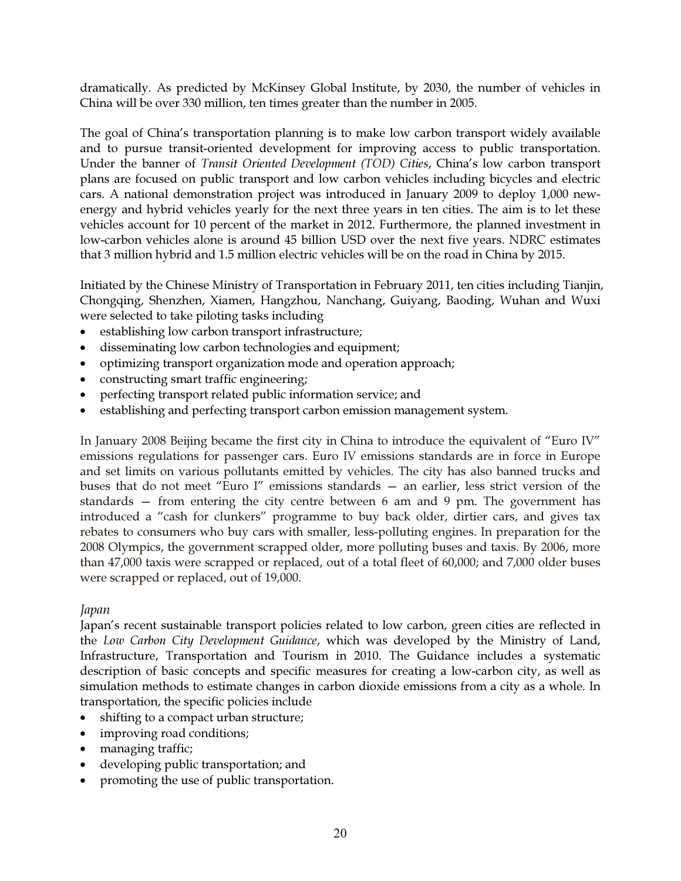dramatically. As predicted by McKinsey Global Institute, by 2030, the number of vehicles in China will be over 330 million, ten times greater than the number in 2005.

The goal of China's transportation planning is to make low carbon transport widely available and to pursue transit-oriented development for improving access to public transportation. Under the banner of *Transit Oriented Development (TOD) Cities*, China's low carbon transport plans are focused on public transport and low carbon vehicles including bicycles and electric cars. A national demonstration project was introduced in January 2009 to deploy 1,000 new-energy and hybrid vehicles yearly for the next three years in ten cities. The aim is to let these vehicles account for 10 percent of the market in 2012. Furthermore, the planned investment in low-carbon vehicles alone is around 45 billion USD over the next five years. NDRC estimates that 3 million hybrid and 1.5 million electric vehicles will be on the road in China by 2015.

Initiated by the Chinese Ministry of Transportation in February 2011, ten cities including Tianjin, Chongqing, Shenzhen, Xiamen, Hangzhou, Nanchang, Guiyang, Baoding, Wuhan and Wuxi were selected to take piloting tasks including

- establishing low carbon transport infrastructure;
- disseminating low carbon technologies and equipment;
- optimizing transport organization mode and operation approach;
- constructing smart traffic engineering;
- perfecting transport related public information service; and
- establishing and perfecting transport carbon emission management system.

In January 2008 Beijing became the first city in China to introduce the equivalent of "Euro IV" emissions regulations for passenger cars. Euro IV emissions standards are in force in Europe and set limits on various pollutants emitted by vehicles. The city has also banned trucks and buses that do not meet "Euro I" emissions standards — an earlier, less strict version of the standards — from entering the city centre between 6 am and 9 pm. The government has introduced a "cash for clunkers" programme to buy back older, dirtier cars, and gives tax rebates to consumers who buy cars with smaller, less-polluting engines. In preparation for the 2008 Olympics, the government scrapped older, more polluting buses and taxis. By 2006, more than 47,000 taxis were scrapped or replaced, out of a total fleet of 60,000; and 7,000 older buses were scrapped or replaced, out of 19,000.

*Japan*

Japan's recent sustainable transport policies related to low carbon, green cities are reflected in the *Low Carbon City Development Guidance*, which was developed by the Ministry of Land, Infrastructure, Transportation and Tourism in 2010. The Guidance includes a systematic description of basic concepts and specific measures for creating a low-carbon city, as well as simulation methods to estimate changes in carbon dioxide emissions from a city as a whole. In transportation, the specific policies include

- shifting to a compact urban structure;
- improving road conditions;
- managing traffic;
- developing public transportation; and
- promoting the use of public transportation.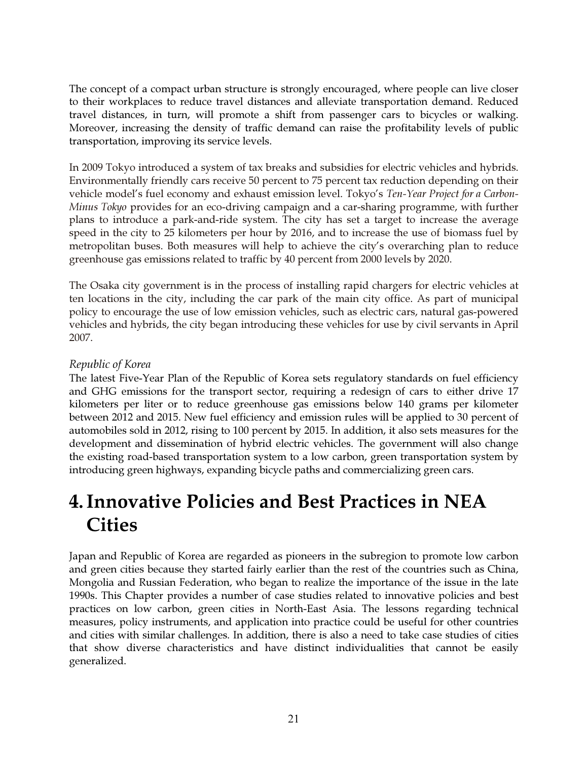The concept of a compact urban structure is strongly encouraged, where people can live closer to their workplaces to reduce travel distances and alleviate transportation demand. Reduced travel distances, in turn, will promote a shift from passenger cars to bicycles or walking. Moreover, increasing the density of traffic demand can raise the profitability levels of public transportation, improving its service levels.

In 2009 Tokyo introduced a system of tax breaks and subsidies for electric vehicles and hybrids. Environmentally friendly cars receive 50 percent to 75 percent tax reduction depending on their vehicle model's fuel economy and exhaust emission level. Tokyo's *Ten-Year Project for a Carbon-Minus Tokyo* provides for an eco-driving campaign and a car-sharing programme, with further plans to introduce a park-and-ride system. The city has set a target to increase the average speed in the city to 25 kilometers per hour by 2016, and to increase the use of biomass fuel by metropolitan buses. Both measures will help to achieve the city's overarching plan to reduce greenhouse gas emissions related to traffic by 40 percent from 2000 levels by 2020.

The Osaka city government is in the process of installing rapid chargers for electric vehicles at ten locations in the city, including the car park of the main city office. As part of municipal policy to encourage the use of low emission vehicles, such as electric cars, natural gas-powered vehicles and hybrids, the city began introducing these vehicles for use by civil servants in April 2007.

*Republic of Korea*

The latest Five-Year Plan of the Republic of Korea sets regulatory standards on fuel efficiency and GHG emissions for the transport sector, requiring a redesign of cars to either drive 17 kilometers per liter or to reduce greenhouse gas emissions below 140 grams per kilometer between 2012 and 2015. New fuel efficiency and emission rules will be applied to 30 percent of automobiles sold in 2012, rising to 100 percent by 2015. In addition, it also sets measures for the development and dissemination of hybrid electric vehicles. The government will also change the existing road-based transportation system to a low carbon, green transportation system by introducing green highways, expanding bicycle paths and commercializing green cars.

# 4. Innovative Policies and Best Practices in NEA Cities

Japan and Republic of Korea are regarded as pioneers in the subregion to promote low carbon and green cities because they started fairly earlier than the rest of the countries such as China, Mongolia and Russian Federation, who began to realize the importance of the issue in the late 1990s. This Chapter provides a number of case studies related to innovative policies and best practices on low carbon, green cities in North-East Asia. The lessons regarding technical measures, policy instruments, and application into practice could be useful for other countries and cities with similar challenges. In addition, there is also a need to take case studies of cities that show diverse characteristics and have distinct individualities that cannot be easily generalized.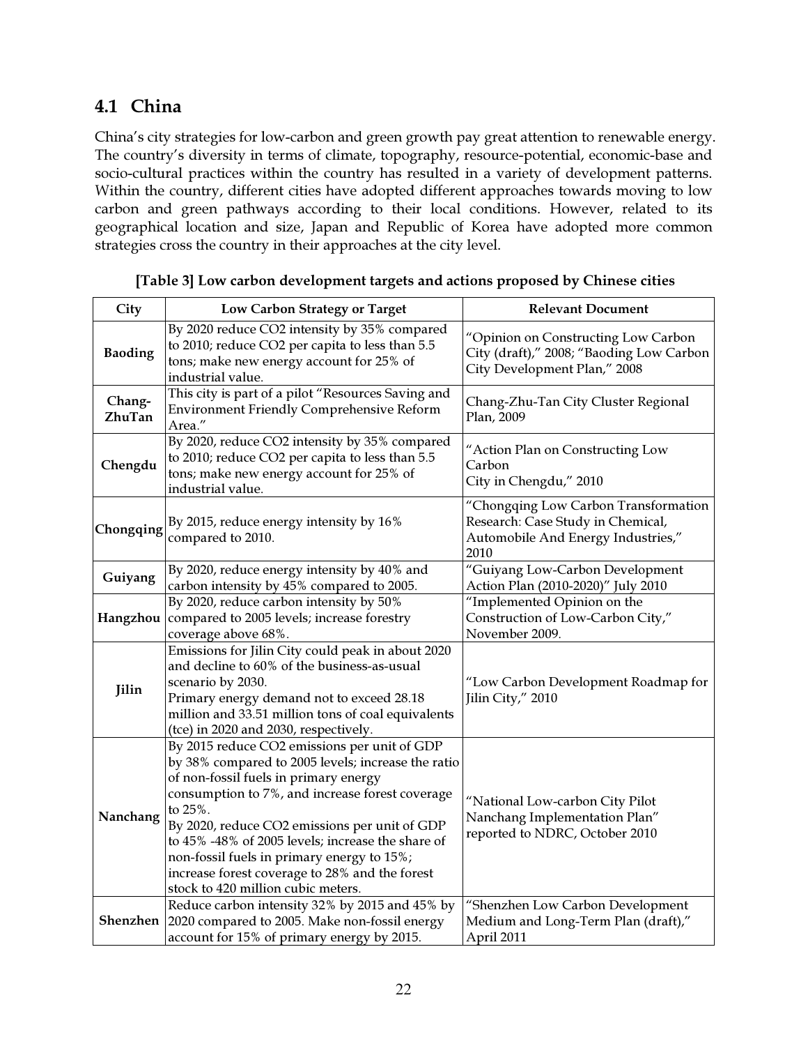## 4.1 China

China's city strategies for low-carbon and green growth pay great attention to renewable energy. The country's diversity in terms of climate, topography, resource-potential, economic-base and socio-cultural practices within the country has resulted in a variety of development patterns. Within the country, different cities have adopted different approaches towards moving to low carbon and green pathways according to their local conditions. However, related to its geographical location and size, Japan and Republic of Korea have adopted more common strategies cross the country in their approaches at the city level.

**[Table 3] Low carbon development targets and actions proposed by Chinese cities**

| City | Low Carbon Strategy or Target | Relevant Document |
|---|---|---|
| **Baoding** | By 2020 reduce CO2 intensity by 35% compared to 2010; reduce CO2 per capita to less than 5.5 tons; make new energy account for 25% of industrial value. | "Opinion on Constructing Low Carbon City (draft)," 2008; "Baoding Low Carbon City Development Plan," 2008 |
| **Chang-ZhuTan** | This city is part of a pilot "Resources Saving and Environment Friendly Comprehensive Reform Area." | Chang-Zhu-Tan City Cluster Regional Plan, 2009 |
| **Chengdu** | By 2020, reduce CO2 intensity by 35% compared to 2010; reduce CO2 per capita to less than 5.5 tons; make new energy account for 25% of industrial value. | "Action Plan on Constructing Low Carbon City in Chengdu," 2010 |
| **Chongqing** | By 2015, reduce energy intensity by 16% compared to 2010. | "Chongqing Low Carbon Transformation Research: Case Study in Chemical, Automobile And Energy Industries," 2010 |
| **Guiyang** | By 2020, reduce energy intensity by 40% and carbon intensity by 45% compared to 2005. | "Guiyang Low-Carbon Development Action Plan (2010-2020)" July 2010 |
| **Hangzhou** | By 2020, reduce carbon intensity by 50% compared to 2005 levels; increase forestry coverage above 68%. | "Implemented Opinion on the Construction of Low-Carbon City," November 2009. |
| **Jilin** | Emissions for Jilin City could peak in about 2020 and decline to 60% of the business-as-usual scenario by 2030. Primary energy demand not to exceed 28.18 million and 33.51 million tons of coal equivalents (tce) in 2020 and 2030, respectively. | "Low Carbon Development Roadmap for Jilin City," 2010 |
| **Nanchang** | By 2015 reduce CO2 emissions per unit of GDP by 38% compared to 2005 levels; increase the ratio of non-fossil fuels in primary energy consumption to 7%, and increase forest coverage to 25%. By 2020, reduce CO2 emissions per unit of GDP to 45% -48% of 2005 levels; increase the share of non-fossil fuels in primary energy to 15%; increase forest coverage to 28% and the forest stock to 420 million cubic meters. | "National Low-carbon City Pilot Nanchang Implementation Plan" reported to NDRC, October 2010 |
| **Shenzhen** | Reduce carbon intensity 32% by 2015 and 45% by 2020 compared to 2005. Make non-fossil energy account for 15% of primary energy by 2015. | "Shenzhen Low Carbon Development Medium and Long-Term Plan (draft)," April 2011 |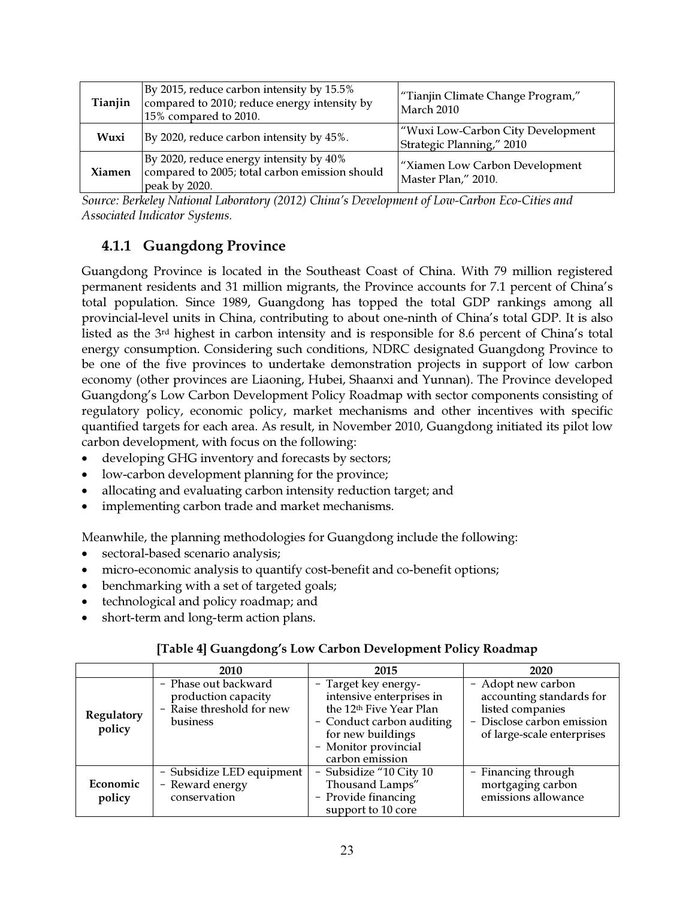| Tianjin | By 2015, reduce carbon intensity by 15.5% compared to 2010; reduce energy intensity by 15% compared to 2010. | "Tianjin Climate Change Program," March 2010 |
|---|---|---|
| Wuxi | By 2020, reduce carbon intensity by 45%. | "Wuxi Low-Carbon City Development Strategic Planning," 2010 |
| Xiamen | By 2020, reduce energy intensity by 40% compared to 2005; total carbon emission should peak by 2020. | "Xiamen Low Carbon Development Master Plan," 2010. |

*Source: Berkeley National Laboratory (2012) China's Development of Low-Carbon Eco-Cities and Associated Indicator Systems.*

### 4.1.1 Guangdong Province

Guangdong Province is located in the Southeast Coast of China. With 79 million registered permanent residents and 31 million migrants, the Province accounts for 7.1 percent of China's total population. Since 1989, Guangdong has topped the total GDP rankings among all provincial-level units in China, contributing to about one-ninth of China's total GDP. It is also listed as the 3rd highest in carbon intensity and is responsible for 8.6 percent of China's total energy consumption. Considering such conditions, NDRC designated Guangdong Province to be one of the five provinces to undertake demonstration projects in support of low carbon economy (other provinces are Liaoning, Hubei, Shaanxi and Yunnan). The Province developed Guangdong's Low Carbon Development Policy Roadmap with sector components consisting of regulatory policy, economic policy, market mechanisms and other incentives with specific quantified targets for each area. As result, in November 2010, Guangdong initiated its pilot low carbon development, with focus on the following:

- developing GHG inventory and forecasts by sectors;
- low-carbon development planning for the province;
- allocating and evaluating carbon intensity reduction target; and
- implementing carbon trade and market mechanisms.

Meanwhile, the planning methodologies for Guangdong include the following:

- sectoral-based scenario analysis;
- micro-economic analysis to quantify cost-benefit and co-benefit options;
- benchmarking with a set of targeted goals;
- technological and policy roadmap; and
- short-term and long-term action plans.

**[Table 4] Guangdong's Low Carbon Development Policy Roadmap**

| | 2010 | 2015 | 2020 |
|---|---|---|---|
| **Regulatory policy** | - Phase out backward production capacity<br>- Raise threshold for new business | - Target key energy-intensive enterprises in the 12th Five Year Plan<br>- Conduct carbon auditing for new buildings<br>- Monitor provincial carbon emission | - Adopt new carbon accounting standards for listed companies<br>- Disclose carbon emission of large-scale enterprises |
| **Economic policy** | - Subsidize LED equipment<br>- Reward energy conservation | - Subsidize "10 City 10 Thousand Lamps"<br>- Provide financing support to 10 core | - Financing through mortgaging carbon emissions allowance |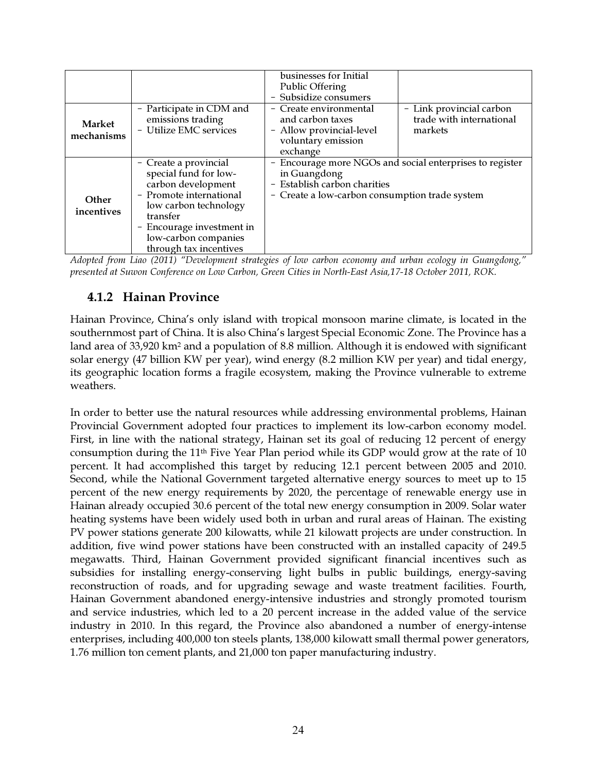| | | | |
|---|---|---|---|
| | | businesses for Initial Public Offering<br>- Subsidize consumers | |
| **Market mechanisms** | - Participate in CDM and emissions trading<br>- Utilize EMC services | - Create environmental and carbon taxes<br>- Allow provincial-level voluntary emission exchange | - Link provincial carbon trade with international markets |
| **Other incentives** | - Create a provincial special fund for low-carbon development<br>- Promote international low carbon technology transfer<br>- Encourage investment in low-carbon companies through tax incentives | - Encourage more NGOs and social enterprises to register in Guangdong<br>- Establish carbon charities<br>- Create a low-carbon consumption trade system | |

*Adopted from Liao (2011) "Development strategies of low carbon economy and urban ecology in Guangdong," presented at Suwon Conference on Low Carbon, Green Cities in North-East Asia,17-18 October 2011, ROK.*

### 4.1.2 Hainan Province

Hainan Province, China's only island with tropical monsoon marine climate, is located in the southernmost part of China. It is also China's largest Special Economic Zone. The Province has a land area of 33,920 km² and a population of 8.8 million. Although it is endowed with significant solar energy (47 billion KW per year), wind energy (8.2 million KW per year) and tidal energy, its geographic location forms a fragile ecosystem, making the Province vulnerable to extreme weathers.

In order to better use the natural resources while addressing environmental problems, Hainan Provincial Government adopted four practices to implement its low-carbon economy model. First, in line with the national strategy, Hainan set its goal of reducing 12 percent of energy consumption during the 11th Five Year Plan period while its GDP would grow at the rate of 10 percent. It had accomplished this target by reducing 12.1 percent between 2005 and 2010. Second, while the National Government targeted alternative energy sources to meet up to 15 percent of the new energy requirements by 2020, the percentage of renewable energy use in Hainan already occupied 30.6 percent of the total new energy consumption in 2009. Solar water heating systems have been widely used both in urban and rural areas of Hainan. The existing PV power stations generate 200 kilowatts, while 21 kilowatt projects are under construction. In addition, five wind power stations have been constructed with an installed capacity of 249.5 megawatts. Third, Hainan Government provided significant financial incentives such as subsidies for installing energy-conserving light bulbs in public buildings, energy-saving reconstruction of roads, and for upgrading sewage and waste treatment facilities. Fourth, Hainan Government abandoned energy-intensive industries and strongly promoted tourism and service industries, which led to a 20 percent increase in the added value of the service industry in 2010. In this regard, the Province also abandoned a number of energy-intense enterprises, including 400,000 ton steels plants, 138,000 kilowatt small thermal power generators, 1.76 million ton cement plants, and 21,000 ton paper manufacturing industry.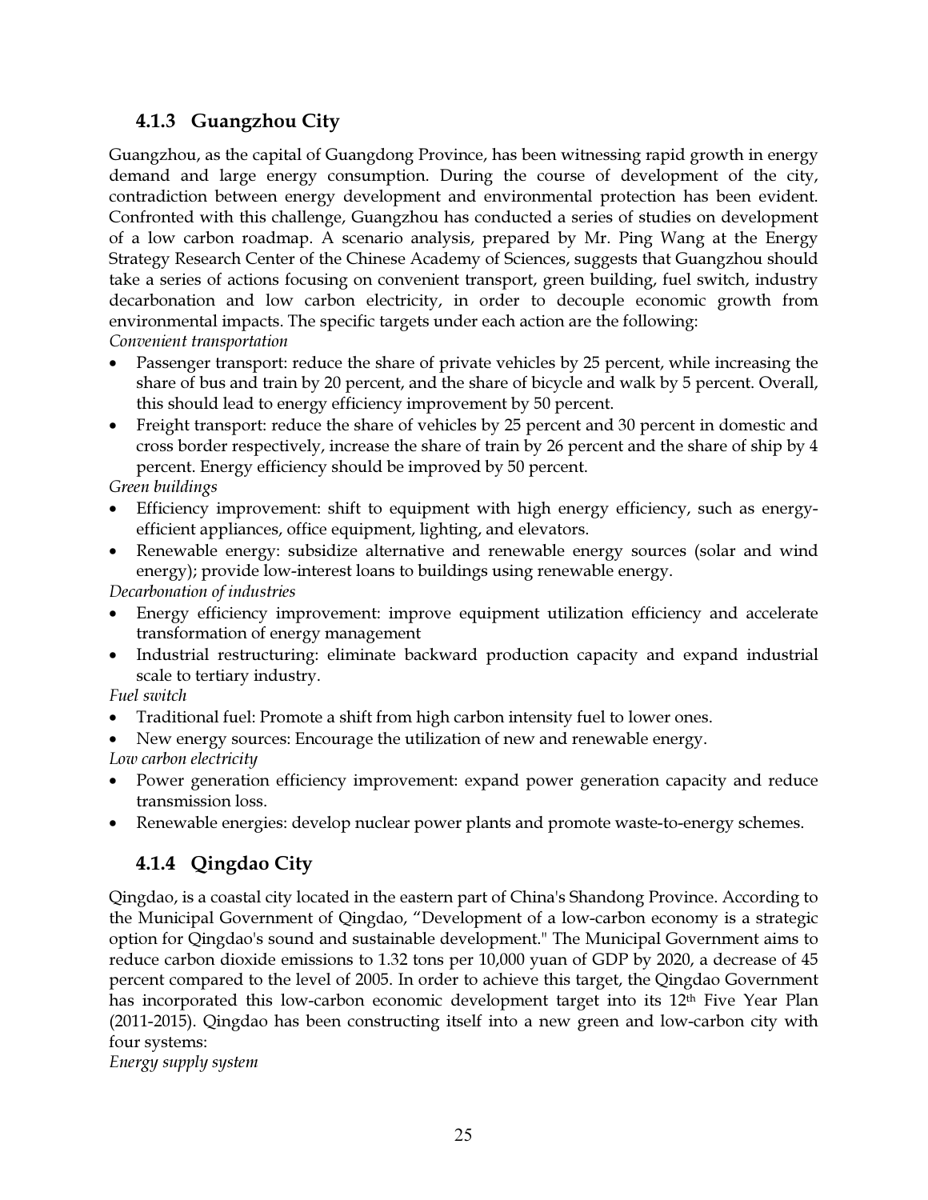### 4.1.3 Guangzhou City

Guangzhou, as the capital of Guangdong Province, has been witnessing rapid growth in energy demand and large energy consumption. During the course of development of the city, contradiction between energy development and environmental protection has been evident. Confronted with this challenge, Guangzhou has conducted a series of studies on development of a low carbon roadmap. A scenario analysis, prepared by Mr. Ping Wang at the Energy Strategy Research Center of the Chinese Academy of Sciences, suggests that Guangzhou should take a series of actions focusing on convenient transport, green building, fuel switch, industry decarbonation and low carbon electricity, in order to decouple economic growth from environmental impacts. The specific targets under each action are the following:

*Convenient transportation*

- Passenger transport: reduce the share of private vehicles by 25 percent, while increasing the share of bus and train by 20 percent, and the share of bicycle and walk by 5 percent. Overall, this should lead to energy efficiency improvement by 50 percent.
- Freight transport: reduce the share of vehicles by 25 percent and 30 percent in domestic and cross border respectively, increase the share of train by 26 percent and the share of ship by 4 percent. Energy efficiency should be improved by 50 percent.

*Green buildings*

- Efficiency improvement: shift to equipment with high energy efficiency, such as energy-efficient appliances, office equipment, lighting, and elevators.
- Renewable energy: subsidize alternative and renewable energy sources (solar and wind energy); provide low-interest loans to buildings using renewable energy.

*Decarbonation of industries*

- Energy efficiency improvement: improve equipment utilization efficiency and accelerate transformation of energy management
- Industrial restructuring: eliminate backward production capacity and expand industrial scale to tertiary industry.

*Fuel switch*

- Traditional fuel: Promote a shift from high carbon intensity fuel to lower ones.
- New energy sources: Encourage the utilization of new and renewable energy.

*Low carbon electricity*

- Power generation efficiency improvement: expand power generation capacity and reduce transmission loss.
- Renewable energies: develop nuclear power plants and promote waste-to-energy schemes.

### 4.1.4 Qingdao City

Qingdao, is a coastal city located in the eastern part of China's Shandong Province. According to the Municipal Government of Qingdao, "Development of a low-carbon economy is a strategic option for Qingdao's sound and sustainable development." The Municipal Government aims to reduce carbon dioxide emissions to 1.32 tons per 10,000 yuan of GDP by 2020, a decrease of 45 percent compared to the level of 2005. In order to achieve this target, the Qingdao Government has incorporated this low-carbon economic development target into its 12th Five Year Plan (2011-2015). Qingdao has been constructing itself into a new green and low-carbon city with four systems:

*Energy supply system*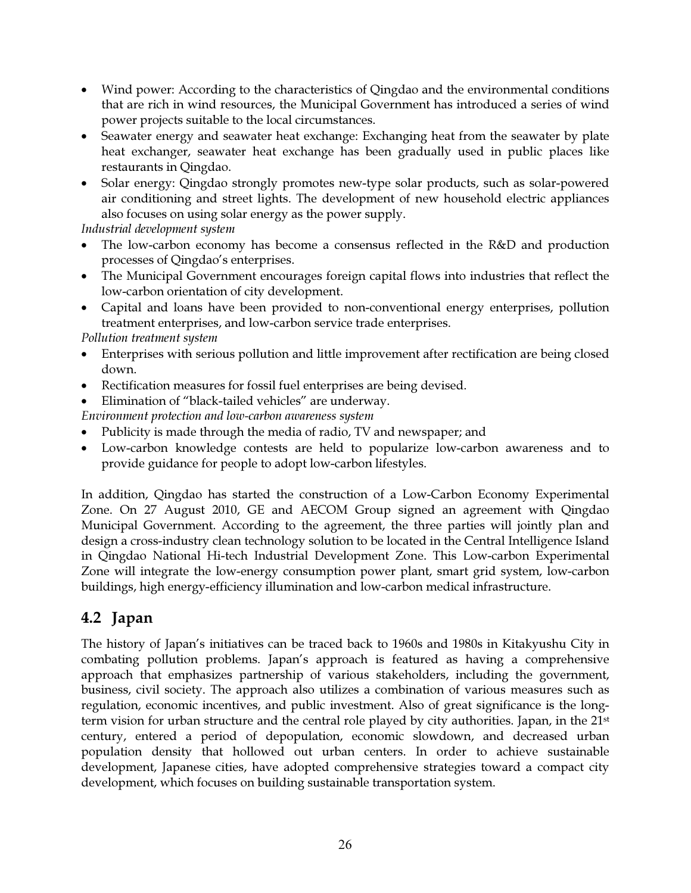- Wind power: According to the characteristics of Qingdao and the environmental conditions that are rich in wind resources, the Municipal Government has introduced a series of wind power projects suitable to the local circumstances.
- Seawater energy and seawater heat exchange: Exchanging heat from the seawater by plate heat exchanger, seawater heat exchange has been gradually used in public places like restaurants in Qingdao.
- Solar energy: Qingdao strongly promotes new-type solar products, such as solar-powered air conditioning and street lights. The development of new household electric appliances also focuses on using solar energy as the power supply.

*Industrial development system*

- The low-carbon economy has become a consensus reflected in the R&D and production processes of Qingdao's enterprises.
- The Municipal Government encourages foreign capital flows into industries that reflect the low-carbon orientation of city development.
- Capital and loans have been provided to non-conventional energy enterprises, pollution treatment enterprises, and low-carbon service trade enterprises.

*Pollution treatment system*

- Enterprises with serious pollution and little improvement after rectification are being closed down.
- Rectification measures for fossil fuel enterprises are being devised.
- Elimination of "black-tailed vehicles" are underway.

*Environment protection and low-carbon awareness system*

- Publicity is made through the media of radio, TV and newspaper; and
- Low-carbon knowledge contests are held to popularize low-carbon awareness and to provide guidance for people to adopt low-carbon lifestyles.

In addition, Qingdao has started the construction of a Low-Carbon Economy Experimental Zone. On 27 August 2010, GE and AECOM Group signed an agreement with Qingdao Municipal Government. According to the agreement, the three parties will jointly plan and design a cross-industry clean technology solution to be located in the Central Intelligence Island in Qingdao National Hi-tech Industrial Development Zone. This Low-carbon Experimental Zone will integrate the low-energy consumption power plant, smart grid system, low-carbon buildings, high energy-efficiency illumination and low-carbon medical infrastructure.

## 4.2 Japan

The history of Japan's initiatives can be traced back to 1960s and 1980s in Kitakyushu City in combating pollution problems. Japan's approach is featured as having a comprehensive approach that emphasizes partnership of various stakeholders, including the government, business, civil society. The approach also utilizes a combination of various measures such as regulation, economic incentives, and public investment. Also of great significance is the long-term vision for urban structure and the central role played by city authorities. Japan, in the 21st century, entered a period of depopulation, economic slowdown, and decreased urban population density that hollowed out urban centers. In order to achieve sustainable development, Japanese cities, have adopted comprehensive strategies toward a compact city development, which focuses on building sustainable transportation system.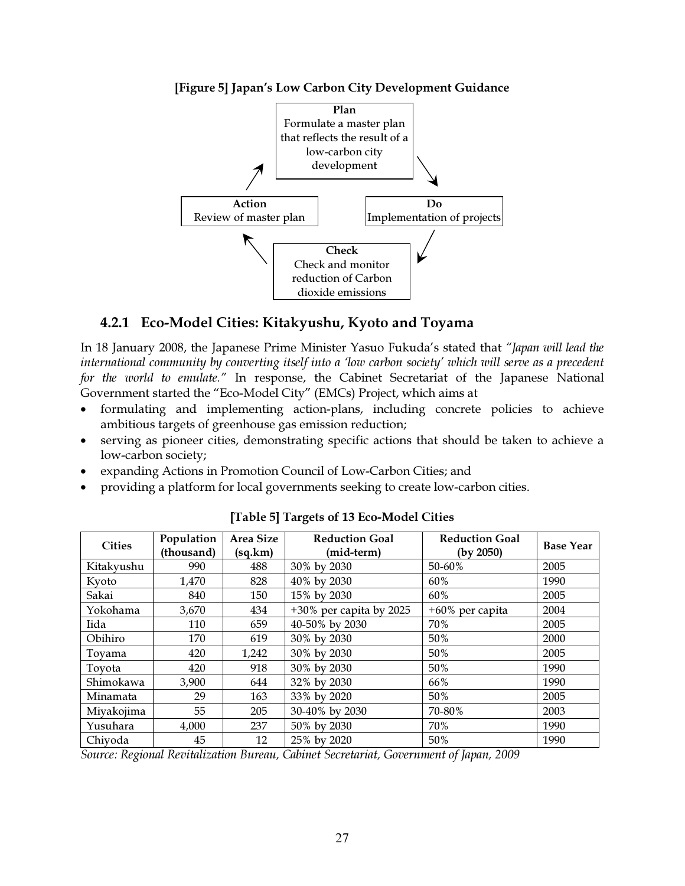**[Figure 5] Japan's Low Carbon City Development Guidance**

**Plan**
Formulate a master plan that reflects the result of a low-carbon city development

**Do**
Implementation of projects

**Check**
Check and monitor reduction of Carbon dioxide emissions

**Action**
Review of master plan

## 4.2.1 Eco-Model Cities: Kitakyushu, Kyoto and Toyama

In 18 January 2008, the Japanese Prime Minister Yasuo Fukuda's stated that *"Japan will lead the international community by converting itself into a 'low carbon society' which will serve as a precedent for the world to emulate."* In response, the Cabinet Secretariat of the Japanese National Government started the "Eco-Model City" (EMCs) Project, which aims at

- formulating and implementing action-plans, including concrete policies to achieve ambitious targets of greenhouse gas emission reduction;
- serving as pioneer cities, demonstrating specific actions that should be taken to achieve a low-carbon society;
- expanding Actions in Promotion Council of Low-Carbon Cities; and
- providing a platform for local governments seeking to create low-carbon cities.

**[Table 5] Targets of 13 Eco-Model Cities**

| Cities | Population (thousand) | Area Size (sq.km) | Reduction Goal (mid-term) | Reduction Goal (by 2050) | Base Year |
|---|---|---|---|---|---|
| Kitakyushu | 990 | 488 | 30% by 2030 | 50-60% | 2005 |
| Kyoto | 1,470 | 828 | 40% by 2030 | 60% | 1990 |
| Sakai | 840 | 150 | 15% by 2030 | 60% | 2005 |
| Yokohama | 3,670 | 434 | +30% per capita by 2025 | +60% per capita | 2004 |
| Iida | 110 | 659 | 40-50% by 2030 | 70% | 2005 |
| Obihiro | 170 | 619 | 30% by 2030 | 50% | 2000 |
| Toyama | 420 | 1,242 | 30% by 2030 | 50% | 2005 |
| Toyota | 420 | 918 | 30% by 2030 | 50% | 1990 |
| Shimokawa | 3,900 | 644 | 32% by 2030 | 66% | 1990 |
| Minamata | 29 | 163 | 33% by 2020 | 50% | 2005 |
| Miyakojima | 55 | 205 | 30-40% by 2030 | 70-80% | 2003 |
| Yusuhara | 4,000 | 237 | 50% by 2030 | 70% | 1990 |
| Chiyoda | 45 | 12 | 25% by 2020 | 50% | 1990 |

*Source: Regional Revitalization Bureau, Cabinet Secretariat, Government of Japan, 2009*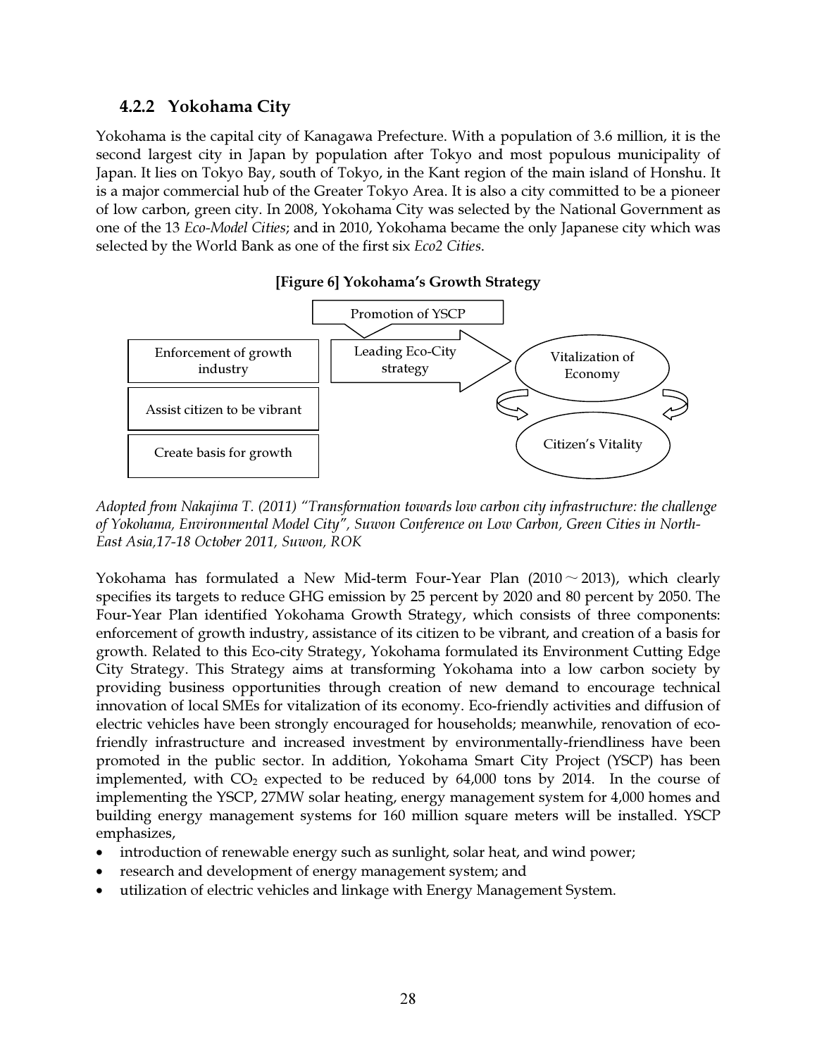### 4.2.2 Yokohama City

Yokohama is the capital city of Kanagawa Prefecture. With a population of 3.6 million, it is the second largest city in Japan by population after Tokyo and most populous municipality of Japan. It lies on Tokyo Bay, south of Tokyo, in the Kant region of the main island of Honshu. It is a major commercial hub of the Greater Tokyo Area. It is also a city committed to be a pioneer of low carbon, green city. In 2008, Yokohama City was selected by the National Government as one of the 13 *Eco-Model Cities*; and in 2010, Yokohama became the only Japanese city which was selected by the World Bank as one of the first six *Eco2 Cities*.

**[Figure 6] Yokohama's Growth Strategy**

Promotion of YSCP

Enforcement of growth industry

Assist citizen to be vibrant

Create basis for growth

Leading Eco-City strategy

Vitalization of Economy

Citizen's Vitality

*Adopted from Nakajima T. (2011) "Transformation towards low carbon city infrastructure: the challenge of Yokohama, Environmental Model City", Suwon Conference on Low Carbon, Green Cities in North-East Asia,17-18 October 2011, Suwon, ROK*

Yokohama has formulated a New Mid-term Four-Year Plan (2010～2013), which clearly specifies its targets to reduce GHG emission by 25 percent by 2020 and 80 percent by 2050. The Four-Year Plan identified Yokohama Growth Strategy, which consists of three components: enforcement of growth industry, assistance of its citizen to be vibrant, and creation of a basis for growth. Related to this Eco-city Strategy, Yokohama formulated its Environment Cutting Edge City Strategy. This Strategy aims at transforming Yokohama into a low carbon society by providing business opportunities through creation of new demand to encourage technical innovation of local SMEs for vitalization of its economy. Eco-friendly activities and diffusion of electric vehicles have been strongly encouraged for households; meanwhile, renovation of eco-friendly infrastructure and increased investment by environmentally-friendliness have been promoted in the public sector. In addition, Yokohama Smart City Project (YSCP) has been implemented, with $CO_2$ expected to be reduced by 64,000 tons by 2014. In the course of implementing the YSCP, 27MW solar heating, energy management system for 4,000 homes and building energy management systems for 160 million square meters will be installed. YSCP emphasizes,

- introduction of renewable energy such as sunlight, solar heat, and wind power;
- research and development of energy management system; and
- utilization of electric vehicles and linkage with Energy Management System.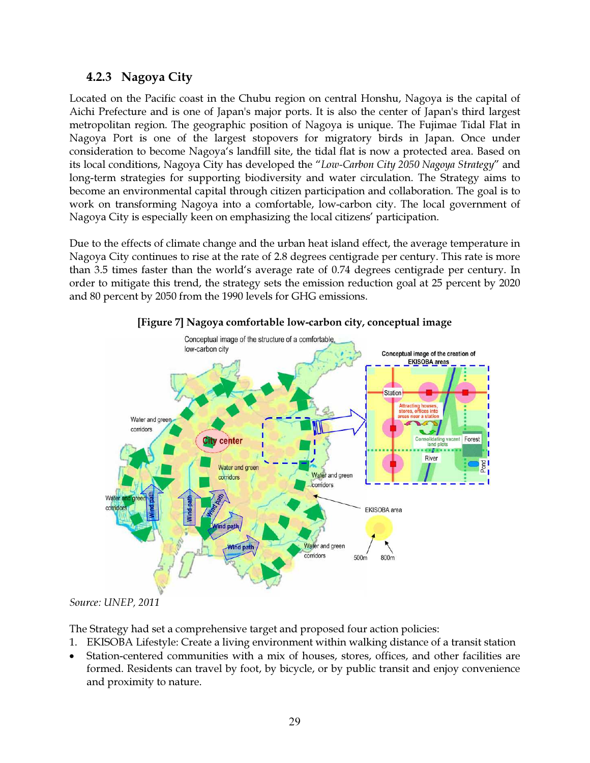### 4.2.3 Nagoya City

Located on the Pacific coast in the Chubu region on central Honshu, Nagoya is the capital of Aichi Prefecture and is one of Japan's major ports. It is also the center of Japan's third largest metropolitan region. The geographic position of Nagoya is unique. The Fujimae Tidal Flat in Nagoya Port is one of the largest stopovers for migratory birds in Japan. Once under consideration to become Nagoya's landfill site, the tidal flat is now a protected area. Based on its local conditions, Nagoya City has developed the "*Low-Carbon City 2050 Nagoya Strategy*" and long-term strategies for supporting biodiversity and water circulation. The Strategy aims to become an environmental capital through citizen participation and collaboration. The goal is to work on transforming Nagoya into a comfortable, low-carbon city. The local government of Nagoya City is especially keen on emphasizing the local citizens' participation.

Due to the effects of climate change and the urban heat island effect, the average temperature in Nagoya City continues to rise at the rate of 2.8 degrees centigrade per century. This rate is more than 3.5 times faster than the world's average rate of 0.74 degrees centigrade per century. In order to mitigate this trend, the strategy sets the emission reduction goal at 25 percent by 2020 and 80 percent by 2050 from the 1990 levels for GHG emissions.

**[Figure 7] Nagoya comfortable low-carbon city, conceptual image**

*Source: UNEP, 2011*

The Strategy had set a comprehensive target and proposed four action policies:

1. EKISOBA Lifestyle: Create a living environment within walking distance of a transit station

- Station-centered communities with a mix of houses, stores, offices, and other facilities are formed. Residents can travel by foot, by bicycle, or by public transit and enjoy convenience and proximity to nature.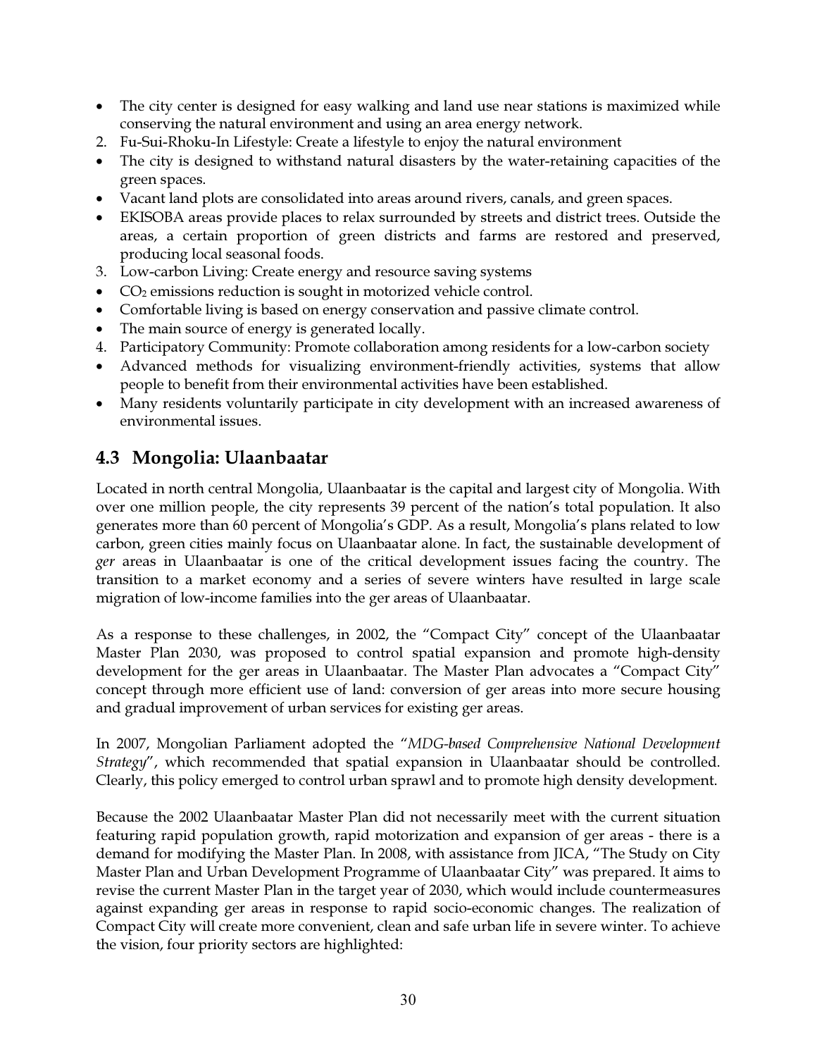- The city center is designed for easy walking and land use near stations is maximized while conserving the natural environment and using an area energy network.

2. Fu-Sui-Rhoku-In Lifestyle: Create a lifestyle to enjoy the natural environment

- The city is designed to withstand natural disasters by the water-retaining capacities of the green spaces.
- Vacant land plots are consolidated into areas around rivers, canals, and green spaces.
- EKISOBA areas provide places to relax surrounded by streets and district trees. Outside the areas, a certain proportion of green districts and farms are restored and preserved, producing local seasonal foods.

3. Low-carbon Living: Create energy and resource saving systems

- $CO_2$ emissions reduction is sought in motorized vehicle control.
- Comfortable living is based on energy conservation and passive climate control.
- The main source of energy is generated locally.

4. Participatory Community: Promote collaboration among residents for a low-carbon society

- Advanced methods for visualizing environment-friendly activities, systems that allow people to benefit from their environmental activities have been established.
- Many residents voluntarily participate in city development with an increased awareness of environmental issues.

## 4.3 Mongolia: Ulaanbaatar

Located in north central Mongolia, Ulaanbaatar is the capital and largest city of Mongolia. With over one million people, the city represents 39 percent of the nation's total population. It also generates more than 60 percent of Mongolia's GDP. As a result, Mongolia's plans related to low carbon, green cities mainly focus on Ulaanbaatar alone. In fact, the sustainable development of *ger* areas in Ulaanbaatar is one of the critical development issues facing the country. The transition to a market economy and a series of severe winters have resulted in large scale migration of low-income families into the ger areas of Ulaanbaatar.

As a response to these challenges, in 2002, the "Compact City" concept of the Ulaanbaatar Master Plan 2030, was proposed to control spatial expansion and promote high-density development for the ger areas in Ulaanbaatar. The Master Plan advocates a "Compact City" concept through more efficient use of land: conversion of ger areas into more secure housing and gradual improvement of urban services for existing ger areas.

In 2007, Mongolian Parliament adopted the "*MDG-based Comprehensive National Development Strategy*", which recommended that spatial expansion in Ulaanbaatar should be controlled. Clearly, this policy emerged to control urban sprawl and to promote high density development.

Because the 2002 Ulaanbaatar Master Plan did not necessarily meet with the current situation featuring rapid population growth, rapid motorization and expansion of ger areas - there is a demand for modifying the Master Plan. In 2008, with assistance from JICA, "The Study on City Master Plan and Urban Development Programme of Ulaanbaatar City" was prepared. It aims to revise the current Master Plan in the target year of 2030, which would include countermeasures against expanding ger areas in response to rapid socio-economic changes. The realization of Compact City will create more convenient, clean and safe urban life in severe winter. To achieve the vision, four priority sectors are highlighted: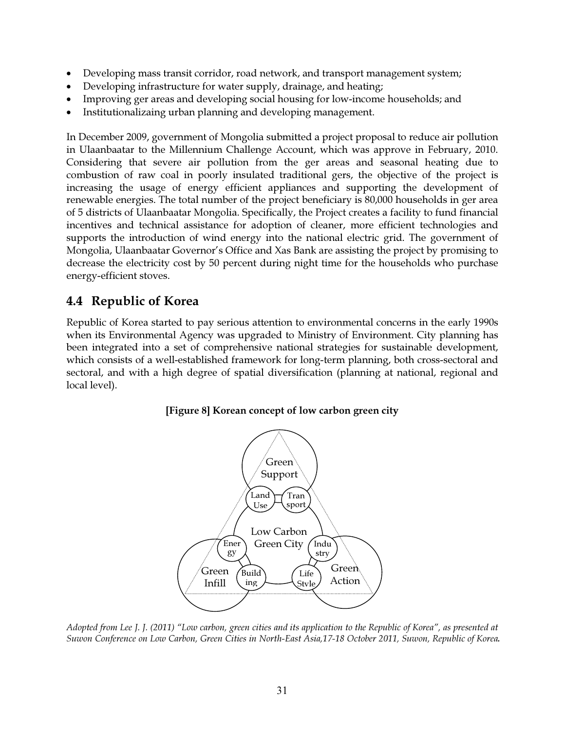- Developing mass transit corridor, road network, and transport management system;
- Developing infrastructure for water supply, drainage, and heating;
- Improving ger areas and developing social housing for low-income households; and
- Institutionalizaing urban planning and developing management.

In December 2009, government of Mongolia submitted a project proposal to reduce air pollution in Ulaanbaatar to the Millennium Challenge Account, which was approve in February, 2010. Considering that severe air pollution from the ger areas and seasonal heating due to combustion of raw coal in poorly insulated traditional gers, the objective of the project is increasing the usage of energy efficient appliances and supporting the development of renewable energies. The total number of the project beneficiary is 80,000 households in ger area of 5 districts of Ulaanbaatar Mongolia. Specifically, the Project creates a facility to fund financial incentives and technical assistance for adoption of cleaner, more efficient technologies and supports the introduction of wind energy into the national electric grid. The government of Mongolia, Ulaanbaatar Governor's Office and Xas Bank are assisting the project by promising to decrease the electricity cost by 50 percent during night time for the households who purchase energy-efficient stoves.

## 4.4 Republic of Korea

Republic of Korea started to pay serious attention to environmental concerns in the early 1990s when its Environmental Agency was upgraded to Ministry of Environment. City planning has been integrated into a set of comprehensive national strategies for sustainable development, which consists of a well-established framework for long-term planning, both cross-sectoral and sectoral, and with a high degree of spatial diversification (planning at national, regional and local level).

**[Figure 8] Korean concept of low carbon green city**

Green Support
Land Use
Transport
Low Carbon Green City
Energy
Industry
Green Infill
Building
Life Style
Green Action

*Adopted from Lee J. J. (2011) "Low carbon, green cities and its application to the Republic of Korea", as presented at Suwon Conference on Low Carbon, Green Cities in North-East Asia,17-18 October 2011, Suwon, Republic of Korea.*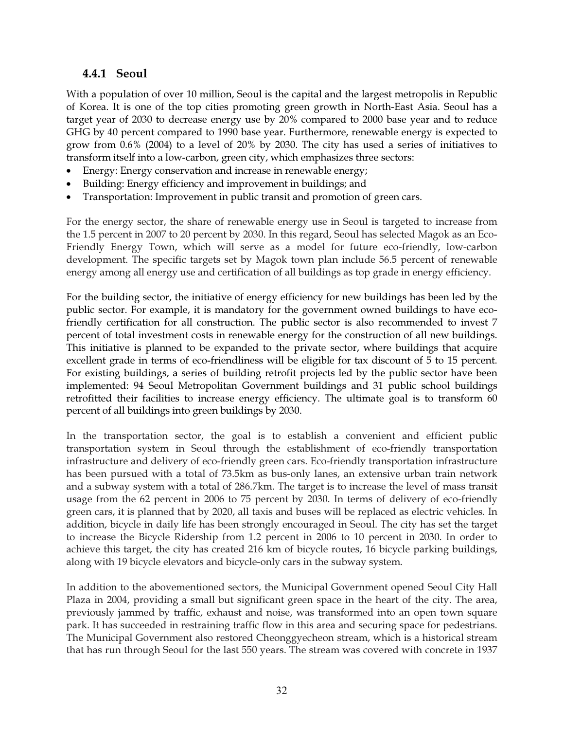### 4.4.1 Seoul

With a population of over 10 million, Seoul is the capital and the largest metropolis in Republic of Korea. It is one of the top cities promoting green growth in North-East Asia. Seoul has a target year of 2030 to decrease energy use by 20% compared to 2000 base year and to reduce GHG by 40 percent compared to 1990 base year. Furthermore, renewable energy is expected to grow from 0.6% (2004) to a level of 20% by 2030. The city has used a series of initiatives to transform itself into a low-carbon, green city, which emphasizes three sectors:

- Energy: Energy conservation and increase in renewable energy;
- Building: Energy efficiency and improvement in buildings; and
- Transportation: Improvement in public transit and promotion of green cars.

For the energy sector, the share of renewable energy use in Seoul is targeted to increase from the 1.5 percent in 2007 to 20 percent by 2030. In this regard, Seoul has selected Magok as an Eco-Friendly Energy Town, which will serve as a model for future eco-friendly, low-carbon development. The specific targets set by Magok town plan include 56.5 percent of renewable energy among all energy use and certification of all buildings as top grade in energy efficiency.

For the building sector, the initiative of energy efficiency for new buildings has been led by the public sector. For example, it is mandatory for the government owned buildings to have eco-friendly certification for all construction. The public sector is also recommended to invest 7 percent of total investment costs in renewable energy for the construction of all new buildings. This initiative is planned to be expanded to the private sector, where buildings that acquire excellent grade in terms of eco-friendliness will be eligible for tax discount of 5 to 15 percent. For existing buildings, a series of building retrofit projects led by the public sector have been implemented: 94 Seoul Metropolitan Government buildings and 31 public school buildings retrofitted their facilities to increase energy efficiency. The ultimate goal is to transform 60 percent of all buildings into green buildings by 2030.

In the transportation sector, the goal is to establish a convenient and efficient public transportation system in Seoul through the establishment of eco-friendly transportation infrastructure and delivery of eco-friendly green cars. Eco-friendly transportation infrastructure has been pursued with a total of 73.5km as bus-only lanes, an extensive urban train network and a subway system with a total of 286.7km. The target is to increase the level of mass transit usage from the 62 percent in 2006 to 75 percent by 2030. In terms of delivery of eco-friendly green cars, it is planned that by 2020, all taxis and buses will be replaced as electric vehicles. In addition, bicycle in daily life has been strongly encouraged in Seoul. The city has set the target to increase the Bicycle Ridership from 1.2 percent in 2006 to 10 percent in 2030. In order to achieve this target, the city has created 216 km of bicycle routes, 16 bicycle parking buildings, along with 19 bicycle elevators and bicycle-only cars in the subway system.

In addition to the abovementioned sectors, the Municipal Government opened Seoul City Hall Plaza in 2004, providing a small but significant green space in the heart of the city. The area, previously jammed by traffic, exhaust and noise, was transformed into an open town square park. It has succeeded in restraining traffic flow in this area and securing space for pedestrians. The Municipal Government also restored Cheonggyecheon stream, which is a historical stream that has run through Seoul for the last 550 years. The stream was covered with concrete in 1937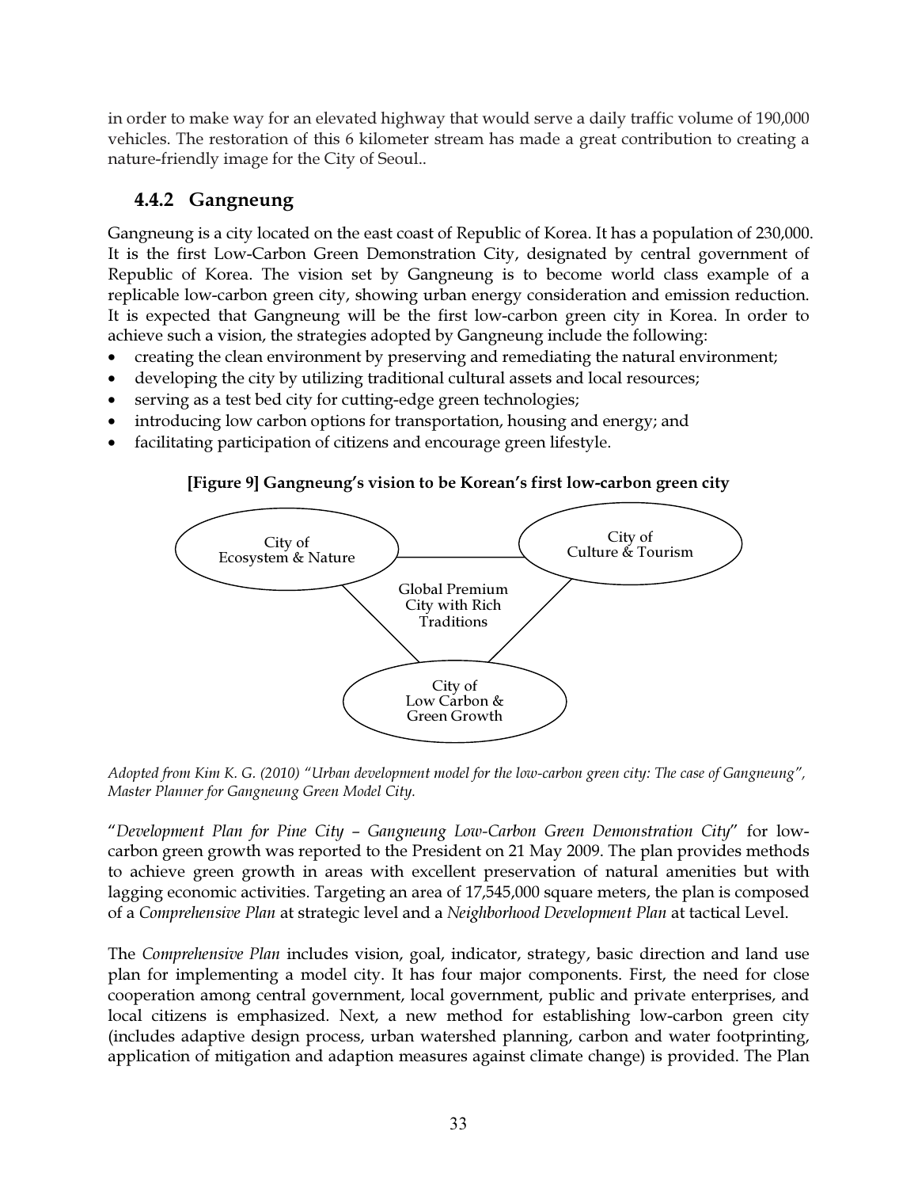in order to make way for an elevated highway that would serve a daily traffic volume of 190,000 vehicles. The restoration of this 6 kilometer stream has made a great contribution to creating a nature-friendly image for the City of Seoul..

### 4.4.2 Gangneung

Gangneung is a city located on the east coast of Republic of Korea. It has a population of 230,000. It is the first Low-Carbon Green Demonstration City, designated by central government of Republic of Korea. The vision set by Gangneung is to become world class example of a replicable low-carbon green city, showing urban energy consideration and emission reduction. It is expected that Gangneung will be the first low-carbon green city in Korea. In order to achieve such a vision, the strategies adopted by Gangneung include the following:

- creating the clean environment by preserving and remediating the natural environment;
- developing the city by utilizing traditional cultural assets and local resources;
- serving as a test bed city for cutting-edge green technologies;
- introducing low carbon options for transportation, housing and energy; and
- facilitating participation of citizens and encourage green lifestyle.

**[Figure 9] Gangneung's vision to be Korean's first low-carbon green city**

City of Ecosystem & Nature

City of Culture & Tourism

Global Premium City with Rich Traditions

City of Low Carbon & Green Growth

*Adopted from Kim K. G. (2010) "Urban development model for the low-carbon green city: The case of Gangneung", Master Planner for Gangneung Green Model City.*

"*Development Plan for Pine City – Gangneung Low-Carbon Green Demonstration City*" for low-carbon green growth was reported to the President on 21 May 2009. The plan provides methods to achieve green growth in areas with excellent preservation of natural amenities but with lagging economic activities. Targeting an area of 17,545,000 square meters, the plan is composed of a *Comprehensive Plan* at strategic level and a *Neighborhood Development Plan* at tactical Level.

The *Comprehensive Plan* includes vision, goal, indicator, strategy, basic direction and land use plan for implementing a model city. It has four major components. First, the need for close cooperation among central government, local government, public and private enterprises, and local citizens is emphasized. Next, a new method for establishing low-carbon green city (includes adaptive design process, urban watershed planning, carbon and water footprinting, application of mitigation and adaption measures against climate change) is provided. The Plan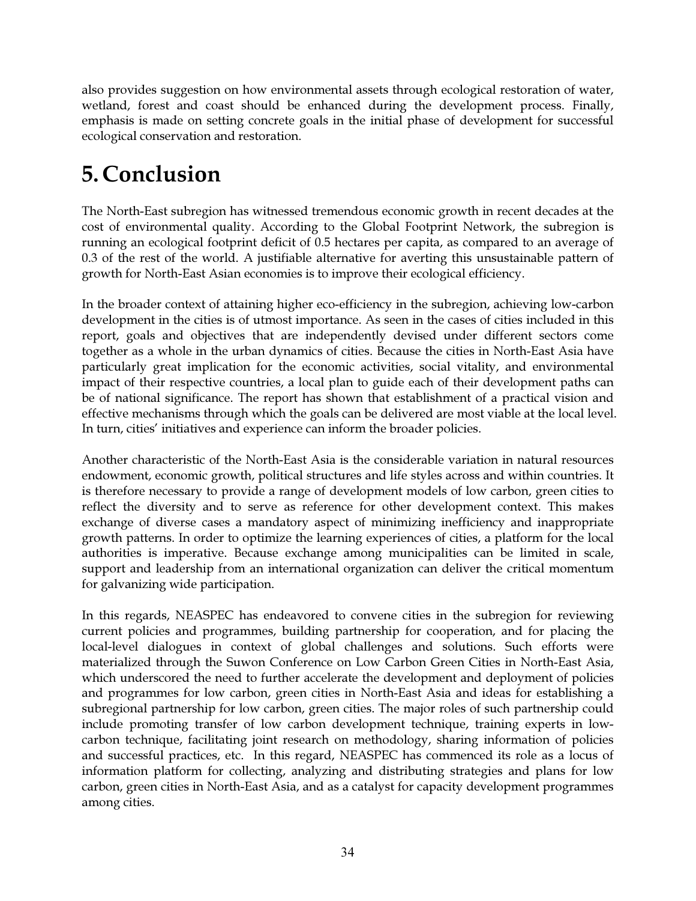also provides suggestion on how environmental assets through ecological restoration of water, wetland, forest and coast should be enhanced during the development process. Finally, emphasis is made on setting concrete goals in the initial phase of development for successful ecological conservation and restoration.

# 5. Conclusion

The North-East subregion has witnessed tremendous economic growth in recent decades at the cost of environmental quality. According to the Global Footprint Network, the subregion is running an ecological footprint deficit of 0.5 hectares per capita, as compared to an average of 0.3 of the rest of the world. A justifiable alternative for averting this unsustainable pattern of growth for North-East Asian economies is to improve their ecological efficiency.

In the broader context of attaining higher eco-efficiency in the subregion, achieving low-carbon development in the cities is of utmost importance. As seen in the cases of cities included in this report, goals and objectives that are independently devised under different sectors come together as a whole in the urban dynamics of cities. Because the cities in North-East Asia have particularly great implication for the economic activities, social vitality, and environmental impact of their respective countries, a local plan to guide each of their development paths can be of national significance. The report has shown that establishment of a practical vision and effective mechanisms through which the goals can be delivered are most viable at the local level. In turn, cities' initiatives and experience can inform the broader policies.

Another characteristic of the North-East Asia is the considerable variation in natural resources endowment, economic growth, political structures and life styles across and within countries. It is therefore necessary to provide a range of development models of low carbon, green cities to reflect the diversity and to serve as reference for other development context. This makes exchange of diverse cases a mandatory aspect of minimizing inefficiency and inappropriate growth patterns. In order to optimize the learning experiences of cities, a platform for the local authorities is imperative. Because exchange among municipalities can be limited in scale, support and leadership from an international organization can deliver the critical momentum for galvanizing wide participation.

In this regards, NEASPEC has endeavored to convene cities in the subregion for reviewing current policies and programmes, building partnership for cooperation, and for placing the local-level dialogues in context of global challenges and solutions. Such efforts were materialized through the Suwon Conference on Low Carbon Green Cities in North-East Asia, which underscored the need to further accelerate the development and deployment of policies and programmes for low carbon, green cities in North-East Asia and ideas for establishing a subregional partnership for low carbon, green cities. The major roles of such partnership could include promoting transfer of low carbon development technique, training experts in low-carbon technique, facilitating joint research on methodology, sharing information of policies and successful practices, etc. In this regard, NEASPEC has commenced its role as a locus of information platform for collecting, analyzing and distributing strategies and plans for low carbon, green cities in North-East Asia, and as a catalyst for capacity development programmes among cities.